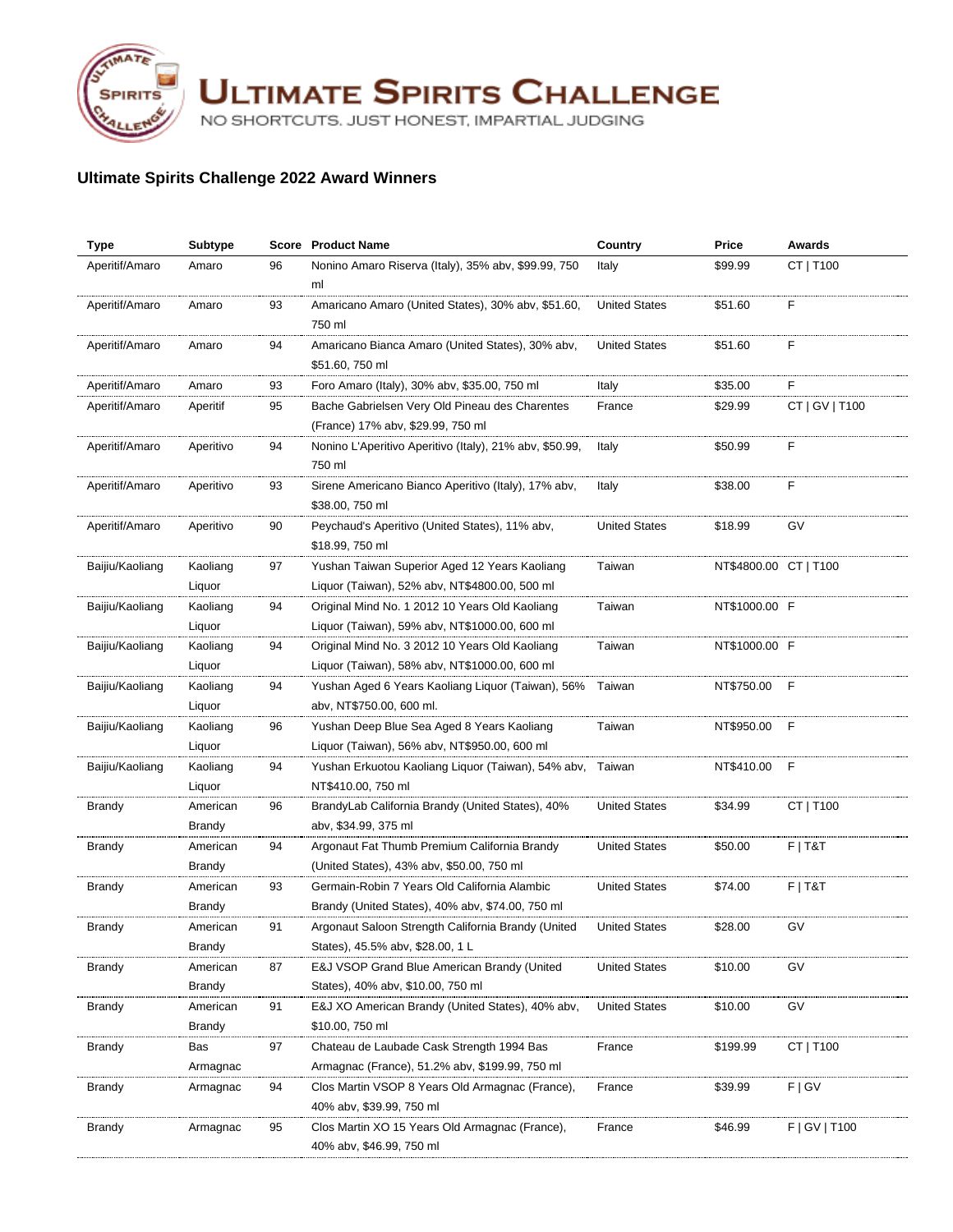# Ultimate Spirits Challenge

NO SHORTCUTS. JUST HONEST, IMPARTIAL JUDGING

## Ultimate Spirits Challenge 2022 Award Winners

| Type | Subtype | Score | Product Name | Country | Price | Awards |
|---|---|---|---|---|---|---|
| Aperitif/Amaro | Amaro | 96 | Nonino Amaro Riserva (Italy), 35% abv, $99.99, 750 ml | Italy | $99.99 | CT \| T100 |
| Aperitif/Amaro | Amaro | 93 | Amaricano Amaro (United States), 30% abv, $51.60, 750 ml | United States | $51.60 | F |
| Aperitif/Amaro | Amaro | 94 | Amaricano Bianca Amaro (United States), 30% abv, $51.60, 750 ml | United States | $51.60 | F |
| Aperitif/Amaro | Amaro | 93 | Foro Amaro (Italy), 30% abv, $35.00, 750 ml | Italy | $35.00 | F |
| Aperitif/Amaro | Aperitif | 95 | Bache Gabrielsen Very Old Pineau des Charentes (France) 17% abv, $29.99, 750 ml | France | $29.99 | CT \| GV \| T100 |
| Aperitif/Amaro | Aperitivo | 94 | Nonino L'Aperitivo Aperitivo (Italy), 21% abv, $50.99, 750 ml | Italy | $50.99 | F |
| Aperitif/Amaro | Aperitivo | 93 | Sirene Americano Bianco Aperitivo (Italy), 17% abv, $38.00, 750 ml | Italy | $38.00 | F |
| Aperitif/Amaro | Aperitivo | 90 | Peychaud's Aperitivo (United States), 11% abv, $18.99, 750 ml | United States | $18.99 | GV |
| Baijiu/Kaoliang | Kaoliang Liquor | 97 | Yushan Taiwan Superior Aged 12 Years Kaoliang Liquor (Taiwan), 52% abv, NT$4800.00, 500 ml | Taiwan | NT$4800.00 | CT \| T100 |
| Baijiu/Kaoliang | Kaoliang Liquor | 94 | Original Mind No. 1 2012 10 Years Old Kaoliang Liquor (Taiwan), 59% abv, NT$1000.00, 600 ml | Taiwan | NT$1000.00 | F |
| Baijiu/Kaoliang | Kaoliang Liquor | 94 | Original Mind No. 3 2012 10 Years Old Kaoliang Liquor (Taiwan), 58% abv, NT$1000.00, 600 ml | Taiwan | NT$1000.00 | F |
| Baijiu/Kaoliang | Kaoliang Liquor | 94 | Yushan Aged 6 Years Kaoliang Liquor (Taiwan), 56% abv, NT$750.00, 600 ml. | Taiwan | NT$750.00 | F |
| Baijiu/Kaoliang | Kaoliang Liquor | 96 | Yushan Deep Blue Sea Aged 8 Years Kaoliang Liquor (Taiwan), 56% abv, NT$950.00, 600 ml | Taiwan | NT$950.00 | F |
| Baijiu/Kaoliang | Kaoliang Liquor | 94 | Yushan Erkuotou Kaoliang Liquor (Taiwan), 54% abv, NT$410.00, 750 ml | Taiwan | NT$410.00 | F |
| Brandy | American Brandy | 96 | BrandyLab California Brandy (United States), 40% abv, $34.99, 375 ml | United States | $34.99 | CT \| T100 |
| Brandy | American Brandy | 94 | Argonaut Fat Thumb Premium California Brandy (United States), 43% abv, $50.00, 750 ml | United States | $50.00 | F \| T&T |
| Brandy | American Brandy | 93 | Germain-Robin 7 Years Old California Alambic Brandy (United States), 40% abv, $74.00, 750 ml | United States | $74.00 | F \| T&T |
| Brandy | American Brandy | 91 | Argonaut Saloon Strength California Brandy (United States), 45.5% abv, $28.00, 1 L | United States | $28.00 | GV |
| Brandy | American Brandy | 87 | E&J VSOP Grand Blue American Brandy (United States), 40% abv, $10.00, 750 ml | United States | $10.00 | GV |
| Brandy | American Brandy | 91 | E&J XO American Brandy (United States), 40% abv, $10.00, 750 ml | United States | $10.00 | GV |
| Brandy | Bas Armagnac | 97 | Chateau de Laubade Cask Strength 1994 Bas Armagnac (France), 51.2% abv, $199.99, 750 ml | France | $199.99 | CT \| T100 |
| Brandy | Armagnac | 94 | Clos Martin VSOP 8 Years Old Armagnac (France), 40% abv, $39.99, 750 ml | France | $39.99 | F \| GV |
| Brandy | Armagnac | 95 | Clos Martin XO 15 Years Old Armagnac (France), 40% abv, $46.99, 750 ml | France | $46.99 | F \| GV \| T100 |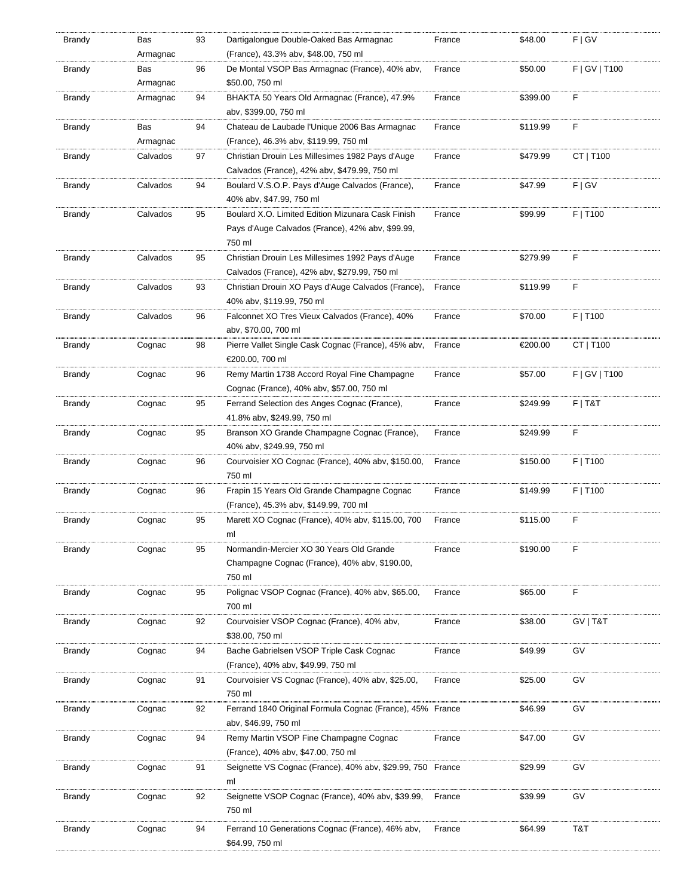| Brandy | Bas Armagnac | 93 | Dartigalongue Double-Oaked Bas Armagnac (France), 43.3% abv, $48.00, 750 ml | France | $48.00 | F \| GV |
|---|---|---|---|---|---|---|
| Brandy | Bas Armagnac | 96 | De Montal VSOP Bas Armagnac (France), 40% abv, $50.00, 750 ml | France | $50.00 | F \| GV \| T100 |
| Brandy | Armagnac | 94 | BHAKTA 50 Years Old Armagnac (France), 47.9% abv, $399.00, 750 ml | France | $399.00 | F |
| Brandy | Bas Armagnac | 94 | Chateau de Laubade l'Unique 2006 Bas Armagnac (France), 46.3% abv, $119.99, 750 ml | France | $119.99 | F |
| Brandy | Calvados | 97 | Christian Drouin Les Millesimes 1982 Pays d'Auge Calvados (France), 42% abv, $479.99, 750 ml | France | $479.99 | CT \| T100 |
| Brandy | Calvados | 94 | Boulard V.S.O.P. Pays d'Auge Calvados (France), 40% abv, $47.99, 750 ml | France | $47.99 | F \| GV |
| Brandy | Calvados | 95 | Boulard X.O. Limited Edition Mizunara Cask Finish Pays d'Auge Calvados (France), 42% abv, $99.99, 750 ml | France | $99.99 | F \| T100 |
| Brandy | Calvados | 95 | Christian Drouin Les Millesimes 1992 Pays d'Auge Calvados (France), 42% abv, $279.99, 750 ml | France | $279.99 | F |
| Brandy | Calvados | 93 | Christian Drouin XO Pays d'Auge Calvados (France), 40% abv, $119.99, 750 ml | France | $119.99 | F |
| Brandy | Calvados | 96 | Falconnet XO Tres Vieux Calvados (France), 40% abv, $70.00, 700 ml | France | $70.00 | F \| T100 |
| Brandy | Cognac | 98 | Pierre Vallet Single Cask Cognac (France), 45% abv, €200.00, 700 ml | France | €200.00 | CT \| T100 |
| Brandy | Cognac | 96 | Remy Martin 1738 Accord Royal Fine Champagne Cognac (France), 40% abv, $57.00, 750 ml | France | $57.00 | F \| GV \| T100 |
| Brandy | Cognac | 95 | Ferrand Selection des Anges Cognac (France), 41.8% abv, $249.99, 750 ml | France | $249.99 | F \| T&T |
| Brandy | Cognac | 95 | Branson XO Grande Champagne Cognac (France), 40% abv, $249.99, 750 ml | France | $249.99 | F |
| Brandy | Cognac | 96 | Courvoisier XO Cognac (France), 40% abv, $150.00, 750 ml | France | $150.00 | F \| T100 |
| Brandy | Cognac | 96 | Frapin 15 Years Old Grande Champagne Cognac (France), 45.3% abv, $149.99, 700 ml | France | $149.99 | F \| T100 |
| Brandy | Cognac | 95 | Marett XO Cognac (France), 40% abv, $115.00, 700 ml | France | $115.00 | F |
| Brandy | Cognac | 95 | Normandin-Mercier XO 30 Years Old Grande Champagne Cognac (France), 40% abv, $190.00, 750 ml | France | $190.00 | F |
| Brandy | Cognac | 95 | Polignac VSOP Cognac (France), 40% abv, $65.00, 700 ml | France | $65.00 | F |
| Brandy | Cognac | 92 | Courvoisier VSOP Cognac (France), 40% abv, $38.00, 750 ml | France | $38.00 | GV \| T&T |
| Brandy | Cognac | 94 | Bache Gabrielsen VSOP Triple Cask Cognac (France), 40% abv, $49.99, 750 ml | France | $49.99 | GV |
| Brandy | Cognac | 91 | Courvoisier VS Cognac (France), 40% abv, $25.00, 750 ml | France | $25.00 | GV |
| Brandy | Cognac | 92 | Ferrand 1840 Original Formula Cognac (France), 45% abv, $46.99, 750 ml | France | $46.99 | GV |
| Brandy | Cognac | 94 | Remy Martin VSOP Fine Champagne Cognac (France), 40% abv, $47.00, 750 ml | France | $47.00 | GV |
| Brandy | Cognac | 91 | Seignette VS Cognac (France), 40% abv, $29.99, 750 ml | France | $29.99 | GV |
| Brandy | Cognac | 92 | Seignette VSOP Cognac (France), 40% abv, $39.99, 750 ml | France | $39.99 | GV |
| Brandy | Cognac | 94 | Ferrand 10 Generations Cognac (France), 46% abv, $64.99, 750 ml | France | $64.99 | T&T |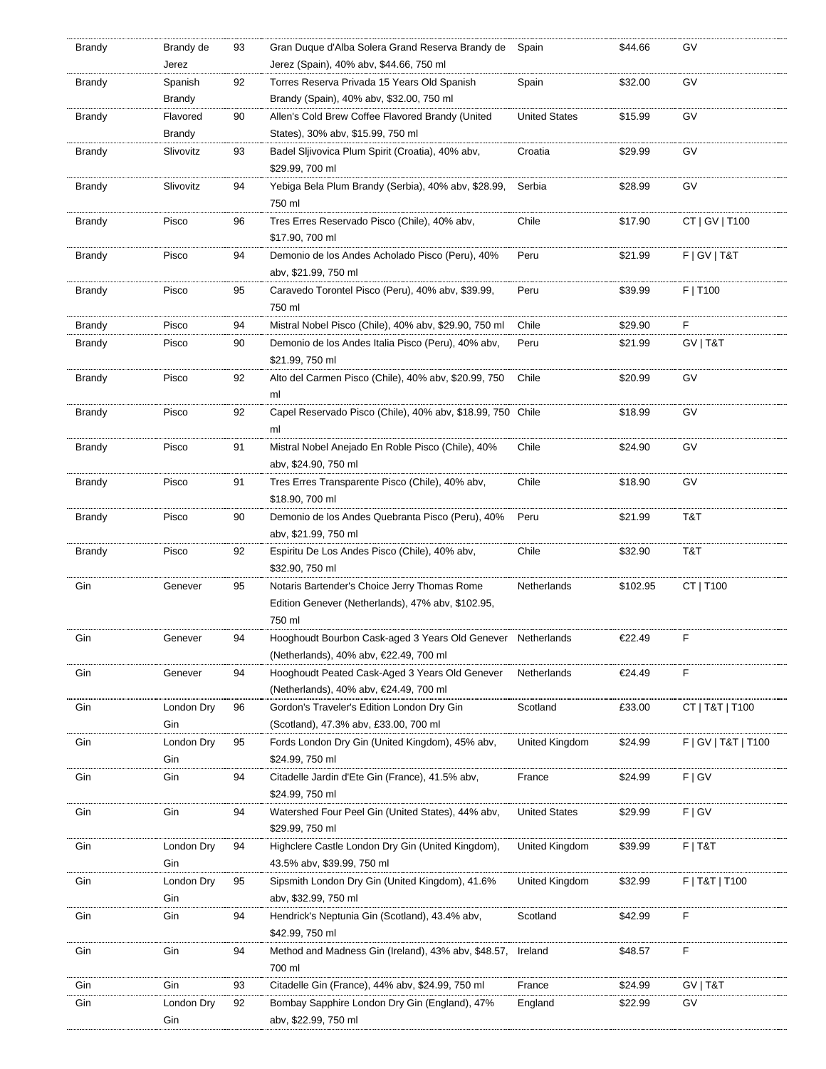| | | | | | | |
|---|---|---|---|---|---|---|
| Brandy | Brandy de Jerez | 93 | Gran Duque d'Alba Solera Grand Reserva Brandy de Jerez (Spain), 40% abv, $44.66, 750 ml | Spain | $44.66 | GV |
| Brandy | Spanish Brandy | 92 | Torres Reserva Privada 15 Years Old Spanish Brandy (Spain), 40% abv, $32.00, 750 ml | Spain | $32.00 | GV |
| Brandy | Flavored Brandy | 90 | Allen's Cold Brew Coffee Flavored Brandy (United States), 30% abv, $15.99, 750 ml | United States | $15.99 | GV |
| Brandy | Slivovitz | 93 | Badel Sljivovica Plum Spirit (Croatia), 40% abv, $29.99, 700 ml | Croatia | $29.99 | GV |
| Brandy | Slivovitz | 94 | Yebiga Bela Plum Brandy (Serbia), 40% abv, $28.99, 750 ml | Serbia | $28.99 | GV |
| Brandy | Pisco | 96 | Tres Erres Reservado Pisco (Chile), 40% abv, $17.90, 700 ml | Chile | $17.90 | CT \| GV \| T100 |
| Brandy | Pisco | 94 | Demonio de los Andes Acholado Pisco (Peru), 40% abv, $21.99, 750 ml | Peru | $21.99 | F \| GV \| T&T |
| Brandy | Pisco | 95 | Caravedo Torontel Pisco (Peru), 40% abv, $39.99, 750 ml | Peru | $39.99 | F \| T100 |
| Brandy | Pisco | 94 | Mistral Nobel Pisco (Chile), 40% abv, $29.90, 750 ml | Chile | $29.90 | F |
| Brandy | Pisco | 90 | Demonio de los Andes Italia Pisco (Peru), 40% abv, $21.99, 750 ml | Peru | $21.99 | GV \| T&T |
| Brandy | Pisco | 92 | Alto del Carmen Pisco (Chile), 40% abv, $20.99, 750 ml | Chile | $20.99 | GV |
| Brandy | Pisco | 92 | Capel Reservado Pisco (Chile), 40% abv, $18.99, 750 ml | Chile | $18.99 | GV |
| Brandy | Pisco | 91 | Mistral Nobel Anejado En Roble Pisco (Chile), 40% abv, $24.90, 750 ml | Chile | $24.90 | GV |
| Brandy | Pisco | 91 | Tres Erres Transparente Pisco (Chile), 40% abv, $18.90, 700 ml | Chile | $18.90 | GV |
| Brandy | Pisco | 90 | Demonio de los Andes Quebranta Pisco (Peru), 40% abv, $21.99, 750 ml | Peru | $21.99 | T&T |
| Brandy | Pisco | 92 | Espiritu De Los Andes Pisco (Chile), 40% abv, $32.90, 750 ml | Chile | $32.90 | T&T |
| Gin | Genever | 95 | Notaris Bartender's Choice Jerry Thomas Rome Edition Genever (Netherlands), 47% abv, $102.95, 750 ml | Netherlands | $102.95 | CT \| T100 |
| Gin | Genever | 94 | Hooghoudt Bourbon Cask-aged 3 Years Old Genever (Netherlands), 40% abv, €22.49, 700 ml | Netherlands | €22.49 | F |
| Gin | Genever | 94 | Hooghoudt Peated Cask-Aged 3 Years Old Genever (Netherlands), 40% abv, €24.49, 700 ml | Netherlands | €24.49 | F |
| Gin | London Dry Gin | 96 | Gordon's Traveler's Edition London Dry Gin (Scotland), 47.3% abv, £33.00, 700 ml | Scotland | £33.00 | CT \| T&T \| T100 |
| Gin | London Dry Gin | 95 | Fords London Dry Gin (United Kingdom), 45% abv, $24.99, 750 ml | United Kingdom | $24.99 | F \| GV \| T&T \| T100 |
| Gin | Gin | 94 | Citadelle Jardin d'Ete Gin (France), 41.5% abv, $24.99, 750 ml | France | $24.99 | F \| GV |
| Gin | Gin | 94 | Watershed Four Peel Gin (United States), 44% abv, $29.99, 750 ml | United States | $29.99 | F \| GV |
| Gin | London Dry Gin | 94 | Highclere Castle London Dry Gin (United Kingdom), 43.5% abv, $39.99, 750 ml | United Kingdom | $39.99 | F \| T&T |
| Gin | London Dry Gin | 95 | Sipsmith London Dry Gin (United Kingdom), 41.6% abv, $32.99, 750 ml | United Kingdom | $32.99 | F \| T&T \| T100 |
| Gin | Gin | 94 | Hendrick's Neptunia Gin (Scotland), 43.4% abv, $42.99, 750 ml | Scotland | $42.99 | F |
| Gin | Gin | 94 | Method and Madness Gin (Ireland), 43% abv, $48.57, 700 ml | Ireland | $48.57 | F |
| Gin | Gin | 93 | Citadelle Gin (France), 44% abv, $24.99, 750 ml | France | $24.99 | GV \| T&T |
| Gin | London Dry Gin | 92 | Bombay Sapphire London Dry Gin (England), 47% abv, $22.99, 750 ml | England | $22.99 | GV |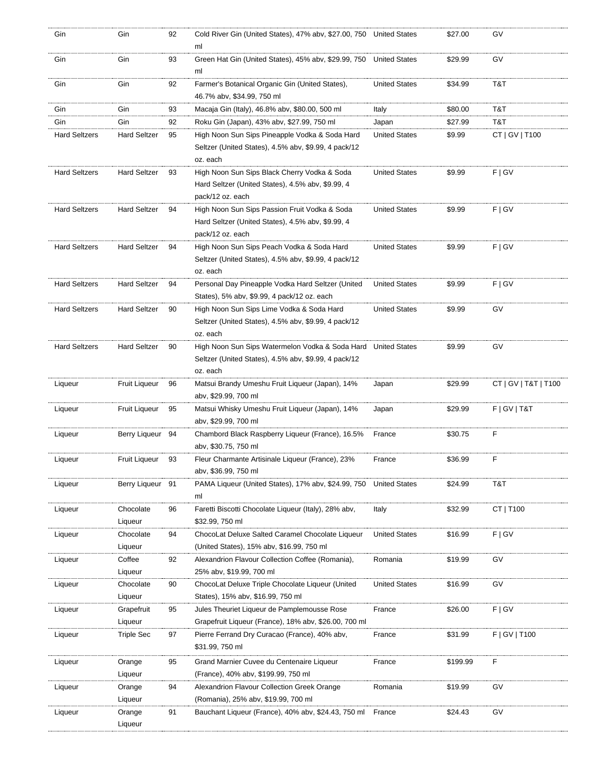| Gin | Gin | 92 | Cold River Gin (United States), 47% abv, $27.00, 750 ml | United States | $27.00 | GV |
|---|---|---|---|---|---|---|
| Gin | Gin | 93 | Green Hat Gin (United States), 45% abv, $29.99, 750 ml | United States | $29.99 | GV |
| Gin | Gin | 92 | Farmer's Botanical Organic Gin (United States), 46.7% abv, $34.99, 750 ml | United States | $34.99 | T&T |
| Gin | Gin | 93 | Macaja Gin (Italy), 46.8% abv, $80.00, 500 ml | Italy | $80.00 | T&T |
| Gin | Gin | 92 | Roku Gin (Japan), 43% abv, $27.99, 750 ml | Japan | $27.99 | T&T |
| Hard Seltzers | Hard Seltzer | 95 | High Noon Sun Sips Pineapple Vodka & Soda Hard Seltzer (United States), 4.5% abv, $9.99, 4 pack/12 oz. each | United States | $9.99 | CT \| GV \| T100 |
| Hard Seltzers | Hard Seltzer | 93 | High Noon Sun Sips Black Cherry Vodka & Soda Hard Seltzer (United States), 4.5% abv, $9.99, 4 pack/12 oz. each | United States | $9.99 | F \| GV |
| Hard Seltzers | Hard Seltzer | 94 | High Noon Sun Sips Passion Fruit Vodka & Soda Hard Seltzer (United States), 4.5% abv, $9.99, 4 pack/12 oz. each | United States | $9.99 | F \| GV |
| Hard Seltzers | Hard Seltzer | 94 | High Noon Sun Sips Peach Vodka & Soda Hard Seltzer (United States), 4.5% abv, $9.99, 4 pack/12 oz. each | United States | $9.99 | F \| GV |
| Hard Seltzers | Hard Seltzer | 94 | Personal Day Pineapple Vodka Hard Seltzer (United States), 5% abv, $9.99, 4 pack/12 oz. each | United States | $9.99 | F \| GV |
| Hard Seltzers | Hard Seltzer | 90 | High Noon Sun Sips Lime Vodka & Soda Hard Seltzer (United States), 4.5% abv, $9.99, 4 pack/12 oz. each | United States | $9.99 | GV |
| Hard Seltzers | Hard Seltzer | 90 | High Noon Sun Sips Watermelon Vodka & Soda Hard Seltzer (United States), 4.5% abv, $9.99, 4 pack/12 oz. each | United States | $9.99 | GV |
| Liqueur | Fruit Liqueur | 96 | Matsui Brandy Umeshu Fruit Liqueur (Japan), 14% abv, $29.99, 700 ml | Japan | $29.99 | CT \| GV \| T&T \| T100 |
| Liqueur | Fruit Liqueur | 95 | Matsui Whisky Umeshu Fruit Liqueur (Japan), 14% abv, $29.99, 700 ml | Japan | $29.99 | F \| GV \| T&T |
| Liqueur | Berry Liqueur | 94 | Chambord Black Raspberry Liqueur (France), 16.5% abv, $30.75, 750 ml | France | $30.75 | F |
| Liqueur | Fruit Liqueur | 93 | Fleur Charmante Artisinale Liqueur (France), 23% abv, $36.99, 750 ml | France | $36.99 | F |
| Liqueur | Berry Liqueur | 91 | PAMA Liqueur (United States), 17% abv, $24.99, 750 ml | United States | $24.99 | T&T |
| Liqueur | Chocolate Liqueur | 96 | Faretti Biscotti Chocolate Liqueur (Italy), 28% abv, $32.99, 750 ml | Italy | $32.99 | CT \| T100 |
| Liqueur | Chocolate Liqueur | 94 | ChocoLat Deluxe Salted Caramel Chocolate Liqueur (United States), 15% abv, $16.99, 750 ml | United States | $16.99 | F \| GV |
| Liqueur | Coffee Liqueur | 92 | Alexandrion Flavour Collection Coffee (Romania), 25% abv, $19.99, 700 ml | Romania | $19.99 | GV |
| Liqueur | Chocolate Liqueur | 90 | ChocoLat Deluxe Triple Chocolate Liqueur (United States), 15% abv, $16.99, 750 ml | United States | $16.99 | GV |
| Liqueur | Grapefruit Liqueur | 95 | Jules Theuriet Liqueur de Pamplemousse Rose Grapefruit Liqueur (France), 18% abv, $26.00, 700 ml | France | $26.00 | F \| GV |
| Liqueur | Triple Sec | 97 | Pierre Ferrand Dry Curacao (France), 40% abv, $31.99, 750 ml | France | $31.99 | F \| GV \| T100 |
| Liqueur | Orange Liqueur | 95 | Grand Marnier Cuvee du Centenaire Liqueur (France), 40% abv, $199.99, 750 ml | France | $199.99 | F |
| Liqueur | Orange Liqueur | 94 | Alexandrion Flavour Collection Greek Orange (Romania), 25% abv, $19.99, 700 ml | Romania | $19.99 | GV |
| Liqueur | Orange Liqueur | 91 | Bauchant Liqueur (France), 40% abv, $24.43, 750 ml | France | $24.43 | GV |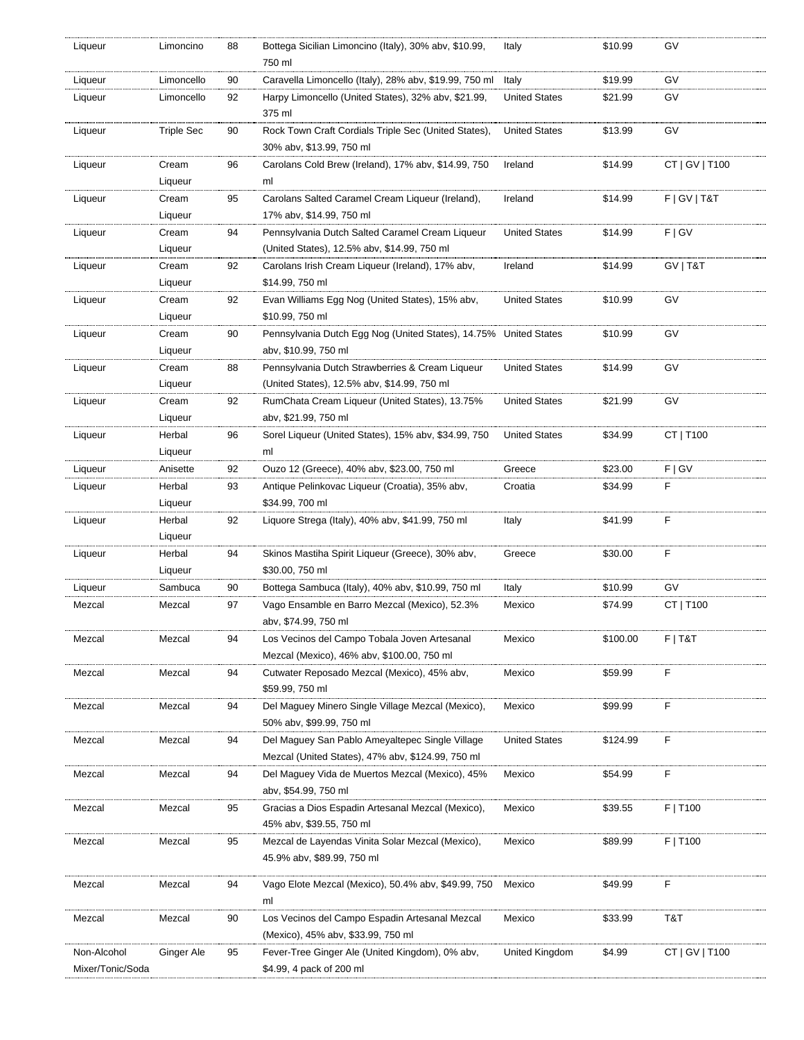| | | | | | | |
|---|---|---|---|---|---|---|
| Liqueur | Limoncino | 88 | Bottega Sicilian Limoncino (Italy), 30% abv, $10.99, 750 ml | Italy | $10.99 | GV |
| Liqueur | Limoncello | 90 | Caravella Limoncello (Italy), 28% abv, $19.99, 750 ml | Italy | $19.99 | GV |
| Liqueur | Limoncello | 92 | Harpy Limoncello (United States), 32% abv, $21.99, 375 ml | United States | $21.99 | GV |
| Liqueur | Triple Sec | 90 | Rock Town Craft Cordials Triple Sec (United States), 30% abv, $13.99, 750 ml | United States | $13.99 | GV |
| Liqueur | Cream Liqueur | 96 | Carolans Cold Brew (Ireland), 17% abv, $14.99, 750 ml | Ireland | $14.99 | CT \| GV \| T100 |
| Liqueur | Cream Liqueur | 95 | Carolans Salted Caramel Cream Liqueur (Ireland), 17% abv, $14.99, 750 ml | Ireland | $14.99 | F \| GV \| T&T |
| Liqueur | Cream Liqueur | 94 | Pennsylvania Dutch Salted Caramel Cream Liqueur (United States), 12.5% abv, $14.99, 750 ml | United States | $14.99 | F \| GV |
| Liqueur | Cream Liqueur | 92 | Carolans Irish Cream Liqueur (Ireland), 17% abv, $14.99, 750 ml | Ireland | $14.99 | GV \| T&T |
| Liqueur | Cream Liqueur | 92 | Evan Williams Egg Nog (United States), 15% abv, $10.99, 750 ml | United States | $10.99 | GV |
| Liqueur | Cream Liqueur | 90 | Pennsylvania Dutch Egg Nog (United States), 14.75% abv, $10.99, 750 ml | United States | $10.99 | GV |
| Liqueur | Cream Liqueur | 88 | Pennsylvania Dutch Strawberries & Cream Liqueur (United States), 12.5% abv, $14.99, 750 ml | United States | $14.99 | GV |
| Liqueur | Cream Liqueur | 92 | RumChata Cream Liqueur (United States), 13.75% abv, $21.99, 750 ml | United States | $21.99 | GV |
| Liqueur | Herbal Liqueur | 96 | Sorel Liqueur (United States), 15% abv, $34.99, 750 ml | United States | $34.99 | CT \| T100 |
| Liqueur | Anisette | 92 | Ouzo 12 (Greece), 40% abv, $23.00, 750 ml | Greece | $23.00 | F \| GV |
| Liqueur | Herbal Liqueur | 93 | Antique Pelinkovac Liqueur (Croatia), 35% abv, $34.99, 700 ml | Croatia | $34.99 | F |
| Liqueur | Herbal Liqueur | 92 | Liquore Strega (Italy), 40% abv, $41.99, 750 ml | Italy | $41.99 | F |
| Liqueur | Herbal Liqueur | 94 | Skinos Mastiha Spirit Liqueur (Greece), 30% abv, $30.00, 750 ml | Greece | $30.00 | F |
| Liqueur | Sambuca | 90 | Bottega Sambuca (Italy), 40% abv, $10.99, 750 ml | Italy | $10.99 | GV |
| Mezcal | Mezcal | 97 | Vago Ensamble en Barro Mezcal (Mexico), 52.3% abv, $74.99, 750 ml | Mexico | $74.99 | CT \| T100 |
| Mezcal | Mezcal | 94 | Los Vecinos del Campo Tobala Joven Artesanal Mezcal (Mexico), 46% abv, $100.00, 750 ml | Mexico | $100.00 | F \| T&T |
| Mezcal | Mezcal | 94 | Cutwater Reposado Mezcal (Mexico), 45% abv, $59.99, 750 ml | Mexico | $59.99 | F |
| Mezcal | Mezcal | 94 | Del Maguey Minero Single Village Mezcal (Mexico), 50% abv, $99.99, 750 ml | Mexico | $99.99 | F |
| Mezcal | Mezcal | 94 | Del Maguey San Pablo Ameyaltepec Single Village Mezcal (United States), 47% abv, $124.99, 750 ml | United States | $124.99 | F |
| Mezcal | Mezcal | 94 | Del Maguey Vida de Muertos Mezcal (Mexico), 45% abv, $54.99, 750 ml | Mexico | $54.99 | F |
| Mezcal | Mezcal | 95 | Gracias a Dios Espadin Artesanal Mezcal (Mexico), 45% abv, $39.55, 750 ml | Mexico | $39.55 | F \| T100 |
| Mezcal | Mezcal | 95 | Mezcal de Layendas Vinita Solar Mezcal (Mexico), 45.9% abv, $89.99, 750 ml | Mexico | $89.99 | F \| T100 |
| Mezcal | Mezcal | 94 | Vago Elote Mezcal (Mexico), 50.4% abv, $49.99, 750 ml | Mexico | $49.99 | F |
| Mezcal | Mezcal | 90 | Los Vecinos del Campo Espadin Artesanal Mezcal (Mexico), 45% abv, $33.99, 750 ml | Mexico | $33.99 | T&T |
| Non-Alcohol Mixer/Tonic/Soda | Ginger Ale | 95 | Fever-Tree Ginger Ale (United Kingdom), 0% abv, $4.99, 4 pack of 200 ml | United Kingdom | $4.99 | CT \| GV \| T100 |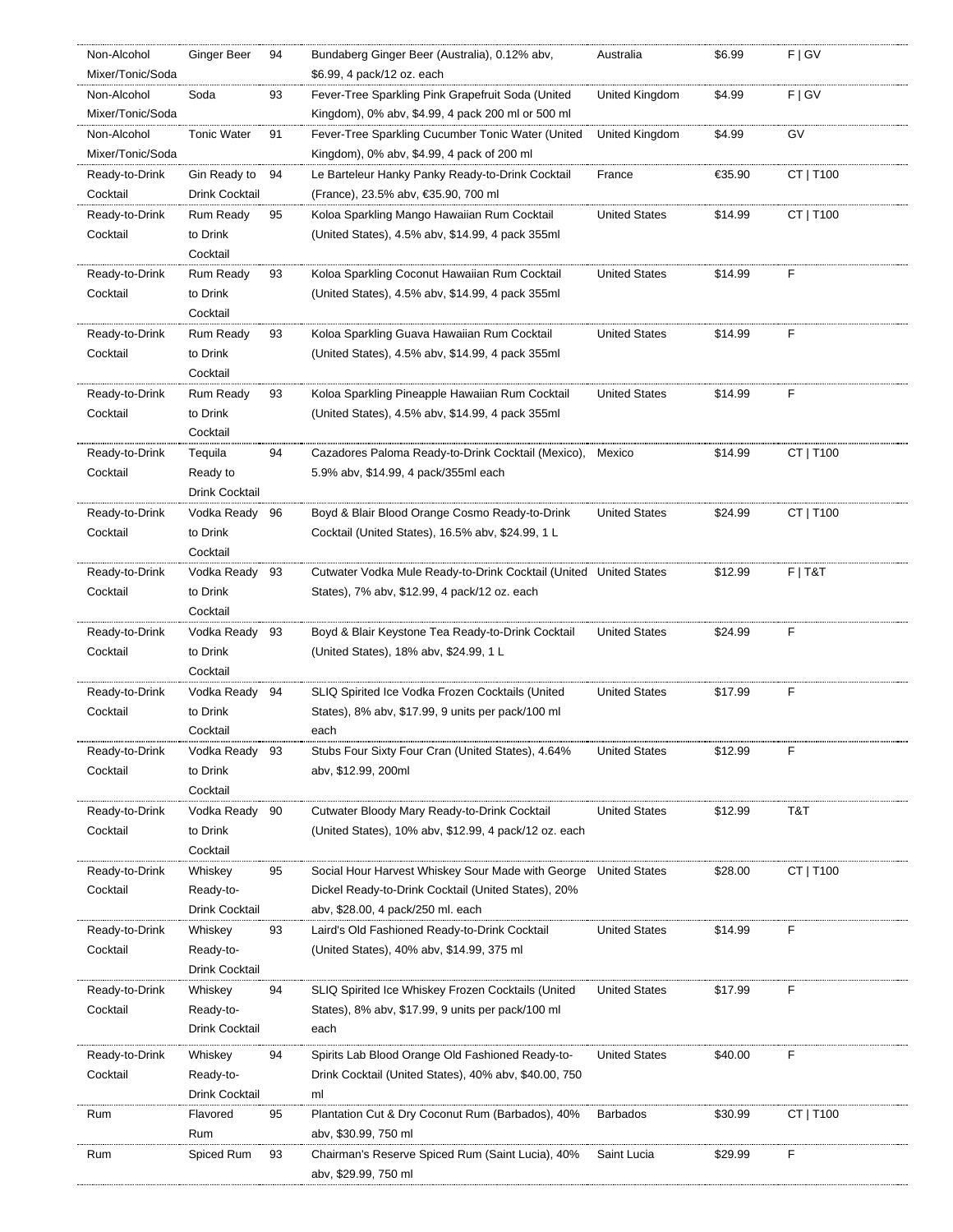| | | | | | | |
|---|---|---|---|---|---|---|
| Non-Alcohol Mixer/Tonic/Soda | Ginger Beer | 94 | Bundaberg Ginger Beer (Australia), 0.12% abv, $6.99, 4 pack/12 oz. each | Australia | $6.99 | F \| GV |
| Non-Alcohol Mixer/Tonic/Soda | Soda | 93 | Fever-Tree Sparkling Pink Grapefruit Soda (United Kingdom), 0% abv, $4.99, 4 pack 200 ml or 500 ml | United Kingdom | $4.99 | F \| GV |
| Non-Alcohol Mixer/Tonic/Soda | Tonic Water | 91 | Fever-Tree Sparkling Cucumber Tonic Water (United Kingdom), 0% abv, $4.99, 4 pack of 200 ml | United Kingdom | $4.99 | GV |
| Ready-to-Drink Cocktail | Gin Ready to Drink Cocktail | 94 | Le Barteleur Hanky Panky Ready-to-Drink Cocktail (France), 23.5% abv, €35.90, 700 ml | France | €35.90 | CT \| T100 |
| Ready-to-Drink Cocktail | Rum Ready to Drink Cocktail | 95 | Koloa Sparkling Mango Hawaiian Rum Cocktail (United States), 4.5% abv, $14.99, 4 pack 355ml | United States | $14.99 | CT \| T100 |
| Ready-to-Drink Cocktail | Rum Ready to Drink Cocktail | 93 | Koloa Sparkling Coconut Hawaiian Rum Cocktail (United States), 4.5% abv, $14.99, 4 pack 355ml | United States | $14.99 | F |
| Ready-to-Drink Cocktail | Rum Ready to Drink Cocktail | 93 | Koloa Sparkling Guava Hawaiian Rum Cocktail (United States), 4.5% abv, $14.99, 4 pack 355ml | United States | $14.99 | F |
| Ready-to-Drink Cocktail | Rum Ready to Drink Cocktail | 93 | Koloa Sparkling Pineapple Hawaiian Rum Cocktail (United States), 4.5% abv, $14.99, 4 pack 355ml | United States | $14.99 | F |
| Ready-to-Drink Cocktail | Tequila Ready to Drink Cocktail | 94 | Cazadores Paloma Ready-to-Drink Cocktail (Mexico), 5.9% abv, $14.99, 4 pack/355ml each | Mexico | $14.99 | CT \| T100 |
| Ready-to-Drink Cocktail | Vodka Ready to Drink Cocktail | 96 | Boyd & Blair Blood Orange Cosmo Ready-to-Drink Cocktail (United States), 16.5% abv, $24.99, 1 L | United States | $24.99 | CT \| T100 |
| Ready-to-Drink Cocktail | Vodka Ready to Drink Cocktail | 93 | Cutwater Vodka Mule Ready-to-Drink Cocktail (United States), 7% abv, $12.99, 4 pack/12 oz. each | United States | $12.99 | F \| T&T |
| Ready-to-Drink Cocktail | Vodka Ready to Drink Cocktail | 93 | Boyd & Blair Keystone Tea Ready-to-Drink Cocktail (United States), 18% abv, $24.99, 1 L | United States | $24.99 | F |
| Ready-to-Drink Cocktail | Vodka Ready to Drink Cocktail | 94 | SLIQ Spirited Ice Vodka Frozen Cocktails (United States), 8% abv, $17.99, 9 units per pack/100 ml each | United States | $17.99 | F |
| Ready-to-Drink Cocktail | Vodka Ready to Drink Cocktail | 93 | Stubs Four Sixty Four Cran (United States), 4.64% abv, $12.99, 200ml | United States | $12.99 | F |
| Ready-to-Drink Cocktail | Vodka Ready to Drink Cocktail | 90 | Cutwater Bloody Mary Ready-to-Drink Cocktail (United States), 10% abv, $12.99, 4 pack/12 oz. each | United States | $12.99 | T&T |
| Ready-to-Drink Cocktail | Whiskey Ready-to-Drink Cocktail | 95 | Social Hour Harvest Whiskey Sour Made with George Dickel Ready-to-Drink Cocktail (United States), 20% abv, $28.00, 4 pack/250 ml. each | United States | $28.00 | CT \| T100 |
| Ready-to-Drink Cocktail | Whiskey Ready-to-Drink Cocktail | 93 | Laird's Old Fashioned Ready-to-Drink Cocktail (United States), 40% abv, $14.99, 375 ml | United States | $14.99 | F |
| Ready-to-Drink Cocktail | Whiskey Ready-to-Drink Cocktail | 94 | SLIQ Spirited Ice Whiskey Frozen Cocktails (United States), 8% abv, $17.99, 9 units per pack/100 ml each | United States | $17.99 | F |
| Ready-to-Drink Cocktail | Whiskey Ready-to-Drink Cocktail | 94 | Spirits Lab Blood Orange Old Fashioned Ready-to-Drink Cocktail (United States), 40% abv, $40.00, 750 ml | United States | $40.00 | F |
| Rum | Flavored Rum | 95 | Plantation Cut & Dry Coconut Rum (Barbados), 40% abv, $30.99, 750 ml | Barbados | $30.99 | CT \| T100 |
| Rum | Spiced Rum | 93 | Chairman's Reserve Spiced Rum (Saint Lucia), 40% abv, $29.99, 750 ml | Saint Lucia | $29.99 | F |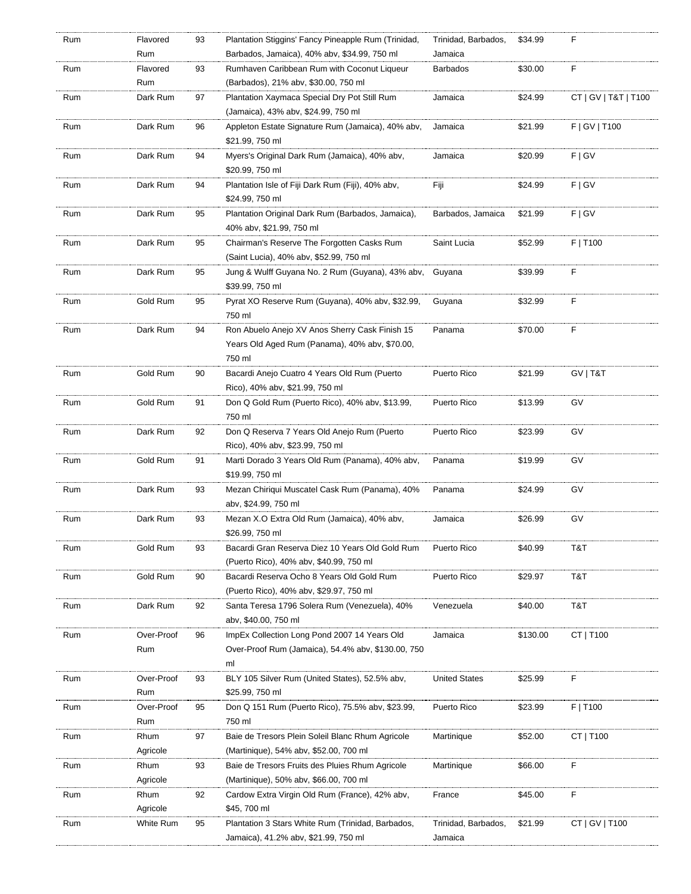| Rum | Flavored Rum | 93 | Plantation Stiggins' Fancy Pineapple Rum (Trinidad, Barbados, Jamaica), 40% abv, $34.99, 750 ml | Trinidad, Barbados, Jamaica | $34.99 | F |
|---|---|---|---|---|---|---|
| Rum | Flavored Rum | 93 | Rumhaven Caribbean Rum with Coconut Liqueur (Barbados), 21% abv, $30.00, 750 ml | Barbados | $30.00 | F |
| Rum | Dark Rum | 97 | Plantation Xaymaca Special Dry Pot Still Rum (Jamaica), 43% abv, $24.99, 750 ml | Jamaica | $24.99 | CT \| GV \| T&T \| T100 |
| Rum | Dark Rum | 96 | Appleton Estate Signature Rum (Jamaica), 40% abv, $21.99, 750 ml | Jamaica | $21.99 | F \| GV \| T100 |
| Rum | Dark Rum | 94 | Myers's Original Dark Rum (Jamaica), 40% abv, $20.99, 750 ml | Jamaica | $20.99 | F \| GV |
| Rum | Dark Rum | 94 | Plantation Isle of Fiji Dark Rum (Fiji), 40% abv, $24.99, 750 ml | Fiji | $24.99 | F \| GV |
| Rum | Dark Rum | 95 | Plantation Original Dark Rum (Barbados, Jamaica), 40% abv, $21.99, 750 ml | Barbados, Jamaica | $21.99 | F \| GV |
| Rum | Dark Rum | 95 | Chairman's Reserve The Forgotten Casks Rum (Saint Lucia), 40% abv, $52.99, 750 ml | Saint Lucia | $52.99 | F \| T100 |
| Rum | Dark Rum | 95 | Jung & Wulff Guyana No. 2 Rum (Guyana), 43% abv, $39.99, 750 ml | Guyana | $39.99 | F |
| Rum | Gold Rum | 95 | Pyrat XO Reserve Rum (Guyana), 40% abv, $32.99, 750 ml | Guyana | $32.99 | F |
| Rum | Dark Rum | 94 | Ron Abuelo Anejo XV Anos Sherry Cask Finish 15 Years Old Aged Rum (Panama), 40% abv, $70.00, 750 ml | Panama | $70.00 | F |
| Rum | Gold Rum | 90 | Bacardi Anejo Cuatro 4 Years Old Rum (Puerto Rico), 40% abv, $21.99, 750 ml | Puerto Rico | $21.99 | GV \| T&T |
| Rum | Gold Rum | 91 | Don Q Gold Rum (Puerto Rico), 40% abv, $13.99, 750 ml | Puerto Rico | $13.99 | GV |
| Rum | Dark Rum | 92 | Don Q Reserva 7 Years Old Anejo Rum (Puerto Rico), 40% abv, $23.99, 750 ml | Puerto Rico | $23.99 | GV |
| Rum | Gold Rum | 91 | Marti Dorado 3 Years Old Rum (Panama), 40% abv, $19.99, 750 ml | Panama | $19.99 | GV |
| Rum | Dark Rum | 93 | Mezan Chiriqui Muscatel Cask Rum (Panama), 40% abv, $24.99, 750 ml | Panama | $24.99 | GV |
| Rum | Dark Rum | 93 | Mezan X.O Extra Old Rum (Jamaica), 40% abv, $26.99, 750 ml | Jamaica | $26.99 | GV |
| Rum | Gold Rum | 93 | Bacardi Gran Reserva Diez 10 Years Old Gold Rum (Puerto Rico), 40% abv, $40.99, 750 ml | Puerto Rico | $40.99 | T&T |
| Rum | Gold Rum | 90 | Bacardi Reserva Ocho 8 Years Old Gold Rum (Puerto Rico), 40% abv, $29.97, 750 ml | Puerto Rico | $29.97 | T&T |
| Rum | Dark Rum | 92 | Santa Teresa 1796 Solera Rum (Venezuela), 40% abv, $40.00, 750 ml | Venezuela | $40.00 | T&T |
| Rum | Over-Proof Rum | 96 | ImpEx Collection Long Pond 2007 14 Years Old Over-Proof Rum (Jamaica), 54.4% abv, $130.00, 750 ml | Jamaica | $130.00 | CT \| T100 |
| Rum | Over-Proof Rum | 93 | BLY 105 Silver Rum (United States), 52.5% abv, $25.99, 750 ml | United States | $25.99 | F |
| Rum | Over-Proof Rum | 95 | Don Q 151 Rum (Puerto Rico), 75.5% abv, $23.99, 750 ml | Puerto Rico | $23.99 | F \| T100 |
| Rum | Rhum Agricole | 97 | Baie de Tresors Plein Soleil Blanc Rhum Agricole (Martinique), 54% abv, $52.00, 700 ml | Martinique | $52.00 | CT \| T100 |
| Rum | Rhum Agricole | 93 | Baie de Tresors Fruits des Pluies Rhum Agricole (Martinique), 50% abv, $66.00, 700 ml | Martinique | $66.00 | F |
| Rum | Rhum Agricole | 92 | Cardow Extra Virgin Old Rum (France), 42% abv, $45, 700 ml | France | $45.00 | F |
| Rum | White Rum | 95 | Plantation 3 Stars White Rum (Trinidad, Barbados, Jamaica), 41.2% abv, $21.99, 750 ml | Trinidad, Barbados, Jamaica | $21.99 | CT \| GV \| T100 |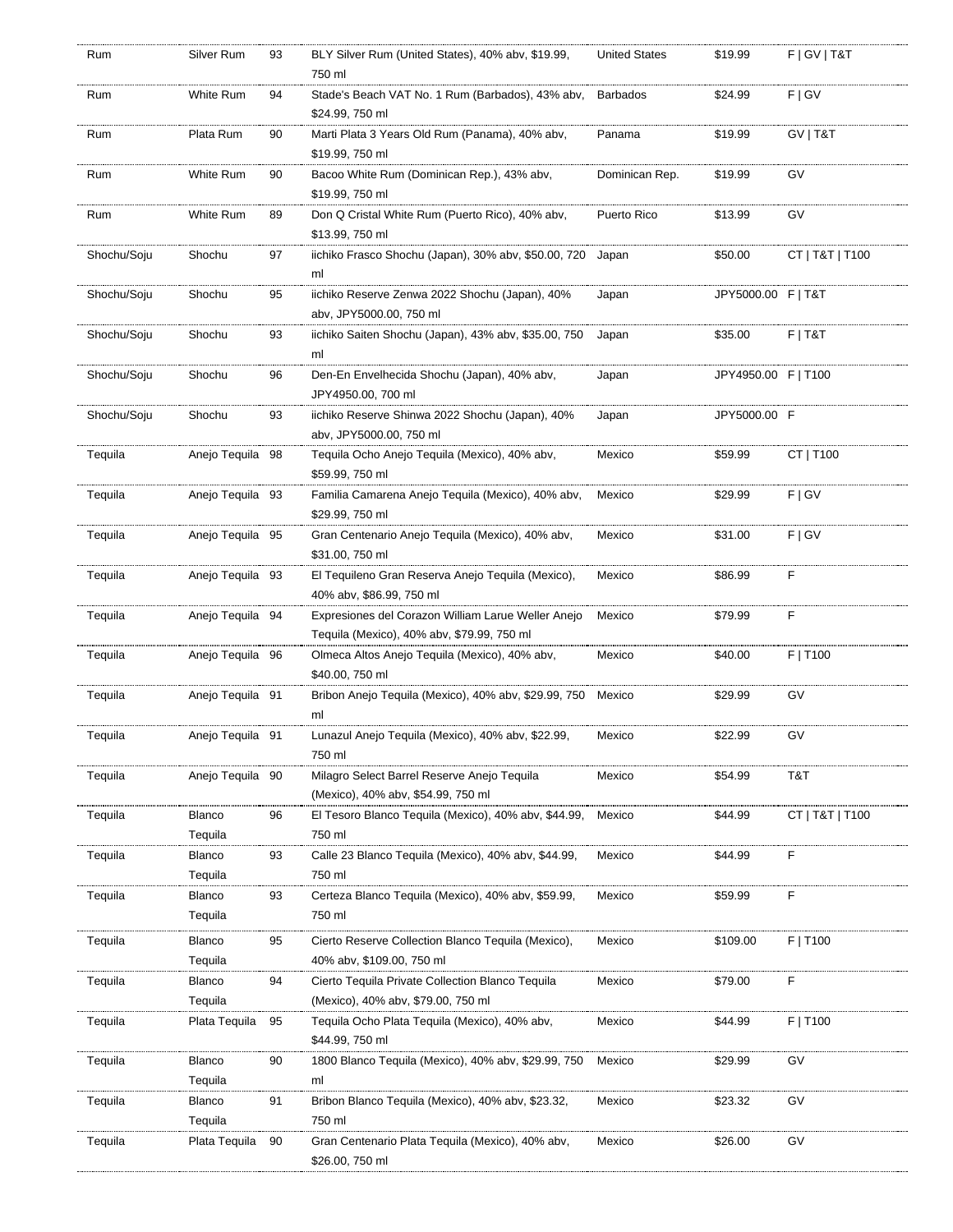| Rum | Silver Rum | 93 | BLY Silver Rum (United States), 40% abv, $19.99, 750 ml | United States | $19.99 | F \| GV \| T&T |
|---|---|---|---|---|---|---|
| Rum | White Rum | 94 | Stade's Beach VAT No. 1 Rum (Barbados), 43% abv, $24.99, 750 ml | Barbados | $24.99 | F \| GV |
| Rum | Plata Rum | 90 | Marti Plata 3 Years Old Rum (Panama), 40% abv, $19.99, 750 ml | Panama | $19.99 | GV \| T&T |
| Rum | White Rum | 90 | Bacoo White Rum (Dominican Rep.), 43% abv, $19.99, 750 ml | Dominican Rep. | $19.99 | GV |
| Rum | White Rum | 89 | Don Q Cristal White Rum (Puerto Rico), 40% abv, $13.99, 750 ml | Puerto Rico | $13.99 | GV |
| Shochu/Soju | Shochu | 97 | iichiko Frasco Shochu (Japan), 30% abv, $50.00, 720 ml | Japan | $50.00 | CT \| T&T \| T100 |
| Shochu/Soju | Shochu | 95 | iichiko Reserve Zenwa 2022 Shochu (Japan), 40% abv, JPY5000.00, 750 ml | Japan | JPY5000.00 | F \| T&T |
| Shochu/Soju | Shochu | 93 | iichiko Saiten Shochu (Japan), 43% abv, $35.00, 750 ml | Japan | $35.00 | F \| T&T |
| Shochu/Soju | Shochu | 96 | Den-En Envelhecida Shochu (Japan), 40% abv, JPY4950.00, 700 ml | Japan | JPY4950.00 | F \| T100 |
| Shochu/Soju | Shochu | 93 | iichiko Reserve Shinwa 2022 Shochu (Japan), 40% abv, JPY5000.00, 750 ml | Japan | JPY5000.00 | F |
| Tequila | Anejo Tequila | 98 | Tequila Ocho Anejo Tequila (Mexico), 40% abv, $59.99, 750 ml | Mexico | $59.99 | CT \| T100 |
| Tequila | Anejo Tequila | 93 | Familia Camarena Anejo Tequila (Mexico), 40% abv, $29.99, 750 ml | Mexico | $29.99 | F \| GV |
| Tequila | Anejo Tequila | 95 | Gran Centenario Anejo Tequila (Mexico), 40% abv, $31.00, 750 ml | Mexico | $31.00 | F \| GV |
| Tequila | Anejo Tequila | 93 | El Tequileno Gran Reserva Anejo Tequila (Mexico), 40% abv, $86.99, 750 ml | Mexico | $86.99 | F |
| Tequila | Anejo Tequila | 94 | Expresiones del Corazon William Larue Weller Anejo Tequila (Mexico), 40% abv, $79.99, 750 ml | Mexico | $79.99 | F |
| Tequila | Anejo Tequila | 96 | Olmeca Altos Anejo Tequila (Mexico), 40% abv, $40.00, 750 ml | Mexico | $40.00 | F \| T100 |
| Tequila | Anejo Tequila | 91 | Bribon Anejo Tequila (Mexico), 40% abv, $29.99, 750 ml | Mexico | $29.99 | GV |
| Tequila | Anejo Tequila | 91 | Lunazul Anejo Tequila (Mexico), 40% abv, $22.99, 750 ml | Mexico | $22.99 | GV |
| Tequila | Anejo Tequila | 90 | Milagro Select Barrel Reserve Anejo Tequila (Mexico), 40% abv, $54.99, 750 ml | Mexico | $54.99 | T&T |
| Tequila | Blanco Tequila | 96 | El Tesoro Blanco Tequila (Mexico), 40% abv, $44.99, 750 ml | Mexico | $44.99 | CT \| T&T \| T100 |
| Tequila | Blanco Tequila | 93 | Calle 23 Blanco Tequila (Mexico), 40% abv, $44.99, 750 ml | Mexico | $44.99 | F |
| Tequila | Blanco Tequila | 93 | Certeza Blanco Tequila (Mexico), 40% abv, $59.99, 750 ml | Mexico | $59.99 | F |
| Tequila | Blanco Tequila | 95 | Cierto Reserve Collection Blanco Tequila (Mexico), 40% abv, $109.00, 750 ml | Mexico | $109.00 | F \| T100 |
| Tequila | Blanco Tequila | 94 | Cierto Tequila Private Collection Blanco Tequila (Mexico), 40% abv, $79.00, 750 ml | Mexico | $79.00 | F |
| Tequila | Plata Tequila | 95 | Tequila Ocho Plata Tequila (Mexico), 40% abv, $44.99, 750 ml | Mexico | $44.99 | F \| T100 |
| Tequila | Blanco Tequila | 90 | 1800 Blanco Tequila (Mexico), 40% abv, $29.99, 750 ml | Mexico | $29.99 | GV |
| Tequila | Blanco Tequila | 91 | Bribon Blanco Tequila (Mexico), 40% abv, $23.32, 750 ml | Mexico | $23.32 | GV |
| Tequila | Plata Tequila | 90 | Gran Centenario Plata Tequila (Mexico), 40% abv, $26.00, 750 ml | Mexico | $26.00 | GV |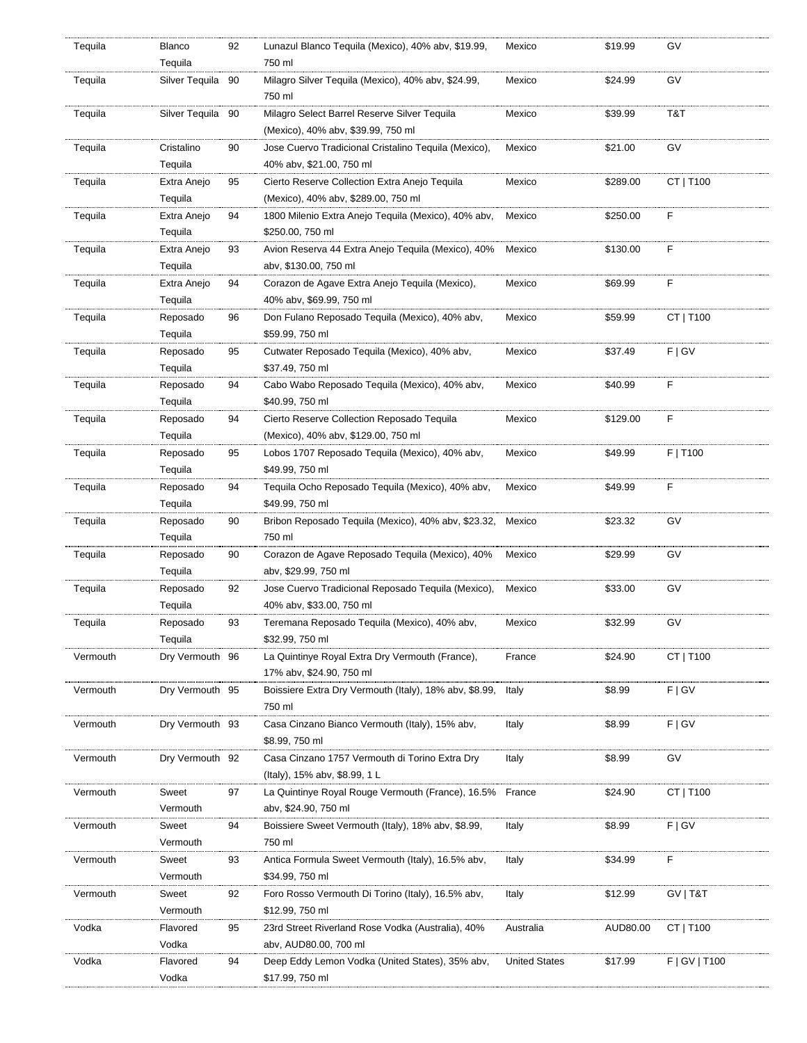| Tequila | Blanco Tequila | 92 | Lunazul Blanco Tequila (Mexico), 40% abv, $19.99, 750 ml | Mexico | $19.99 | GV |
|---|---|---|---|---|---|---|
| Tequila | Silver Tequila | 90 | Milagro Silver Tequila (Mexico), 40% abv, $24.99, 750 ml | Mexico | $24.99 | GV |
| Tequila | Silver Tequila | 90 | Milagro Select Barrel Reserve Silver Tequila (Mexico), 40% abv, $39.99, 750 ml | Mexico | $39.99 | T&T |
| Tequila | Cristalino Tequila | 90 | Jose Cuervo Tradicional Cristalino Tequila (Mexico), 40% abv, $21.00, 750 ml | Mexico | $21.00 | GV |
| Tequila | Extra Anejo Tequila | 95 | Cierto Reserve Collection Extra Anejo Tequila (Mexico), 40% abv, $289.00, 750 ml | Mexico | $289.00 | CT \| T100 |
| Tequila | Extra Anejo Tequila | 94 | 1800 Milenio Extra Anejo Tequila (Mexico), 40% abv, $250.00, 750 ml | Mexico | $250.00 | F |
| Tequila | Extra Anejo Tequila | 93 | Avion Reserva 44 Extra Anejo Tequila (Mexico), 40% abv, $130.00, 750 ml | Mexico | $130.00 | F |
| Tequila | Extra Anejo Tequila | 94 | Corazon de Agave Extra Anejo Tequila (Mexico), 40% abv, $69.99, 750 ml | Mexico | $69.99 | F |
| Tequila | Reposado Tequila | 96 | Don Fulano Reposado Tequila (Mexico), 40% abv, $59.99, 750 ml | Mexico | $59.99 | CT \| T100 |
| Tequila | Reposado Tequila | 95 | Cutwater Reposado Tequila (Mexico), 40% abv, $37.49, 750 ml | Mexico | $37.49 | F \| GV |
| Tequila | Reposado Tequila | 94 | Cabo Wabo Reposado Tequila (Mexico), 40% abv, $40.99, 750 ml | Mexico | $40.99 | F |
| Tequila | Reposado Tequila | 94 | Cierto Reserve Collection Reposado Tequila (Mexico), 40% abv, $129.00, 750 ml | Mexico | $129.00 | F |
| Tequila | Reposado Tequila | 95 | Lobos 1707 Reposado Tequila (Mexico), 40% abv, $49.99, 750 ml | Mexico | $49.99 | F \| T100 |
| Tequila | Reposado Tequila | 94 | Tequila Ocho Reposado Tequila (Mexico), 40% abv, $49.99, 750 ml | Mexico | $49.99 | F |
| Tequila | Reposado Tequila | 90 | Bribon Reposado Tequila (Mexico), 40% abv, $23.32, 750 ml | Mexico | $23.32 | GV |
| Tequila | Reposado Tequila | 90 | Corazon de Agave Reposado Tequila (Mexico), 40% abv, $29.99, 750 ml | Mexico | $29.99 | GV |
| Tequila | Reposado Tequila | 92 | Jose Cuervo Tradicional Reposado Tequila (Mexico), 40% abv, $33.00, 750 ml | Mexico | $33.00 | GV |
| Tequila | Reposado Tequila | 93 | Teremana Reposado Tequila (Mexico), 40% abv, $32.99, 750 ml | Mexico | $32.99 | GV |
| Vermouth | Dry Vermouth | 96 | La Quintinye Royal Extra Dry Vermouth (France), 17% abv, $24.90, 750 ml | France | $24.90 | CT \| T100 |
| Vermouth | Dry Vermouth | 95 | Boissiere Extra Dry Vermouth (Italy), 18% abv, $8.99, 750 ml | Italy | $8.99 | F \| GV |
| Vermouth | Dry Vermouth | 93 | Casa Cinzano Bianco Vermouth (Italy), 15% abv, $8.99, 750 ml | Italy | $8.99 | F \| GV |
| Vermouth | Dry Vermouth | 92 | Casa Cinzano 1757 Vermouth di Torino Extra Dry (Italy), 15% abv, $8.99, 1 L | Italy | $8.99 | GV |
| Vermouth | Sweet Vermouth | 97 | La Quintinye Royal Rouge Vermouth (France), 16.5% abv, $24.90, 750 ml | France | $24.90 | CT \| T100 |
| Vermouth | Sweet Vermouth | 94 | Boissiere Sweet Vermouth (Italy), 18% abv, $8.99, 750 ml | Italy | $8.99 | F \| GV |
| Vermouth | Sweet Vermouth | 93 | Antica Formula Sweet Vermouth (Italy), 16.5% abv, $34.99, 750 ml | Italy | $34.99 | F |
| Vermouth | Sweet Vermouth | 92 | Foro Rosso Vermouth Di Torino (Italy), 16.5% abv, $12.99, 750 ml | Italy | $12.99 | GV \| T&T |
| Vodka | Flavored Vodka | 95 | 23rd Street Riverland Rose Vodka (Australia), 40% abv, AUD80.00, 700 ml | Australia | AUD80.00 | CT \| T100 |
| Vodka | Flavored Vodka | 94 | Deep Eddy Lemon Vodka (United States), 35% abv, $17.99, 750 ml | United States | $17.99 | F \| GV \| T100 |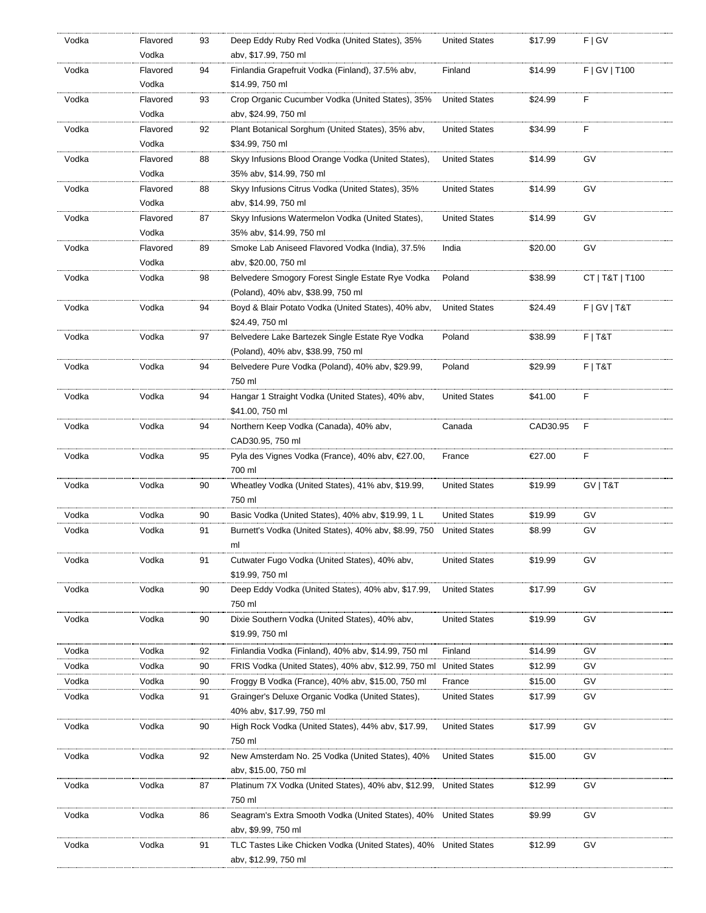| Vodka | Flavored Vodka | 93 | Deep Eddy Ruby Red Vodka (United States), 35% abv, $17.99, 750 ml | United States | $17.99 | F \| GV |
|---|---|---|---|---|---|---|
| Vodka | Flavored Vodka | 94 | Finlandia Grapefruit Vodka (Finland), 37.5% abv, $14.99, 750 ml | Finland | $14.99 | F \| GV \| T100 |
| Vodka | Flavored Vodka | 93 | Crop Organic Cucumber Vodka (United States), 35% abv, $24.99, 750 ml | United States | $24.99 | F |
| Vodka | Flavored Vodka | 92 | Plant Botanical Sorghum (United States), 35% abv, $34.99, 750 ml | United States | $34.99 | F |
| Vodka | Flavored Vodka | 88 | Skyy Infusions Blood Orange Vodka (United States), 35% abv, $14.99, 750 ml | United States | $14.99 | GV |
| Vodka | Flavored Vodka | 88 | Skyy Infusions Citrus Vodka (United States), 35% abv, $14.99, 750 ml | United States | $14.99 | GV |
| Vodka | Flavored Vodka | 87 | Skyy Infusions Watermelon Vodka (United States), 35% abv, $14.99, 750 ml | United States | $14.99 | GV |
| Vodka | Flavored Vodka | 89 | Smoke Lab Aniseed Flavored Vodka (India), 37.5% abv, $20.00, 750 ml | India | $20.00 | GV |
| Vodka | Vodka | 98 | Belvedere Smogory Forest Single Estate Rye Vodka (Poland), 40% abv, $38.99, 750 ml | Poland | $38.99 | CT \| T&T \| T100 |
| Vodka | Vodka | 94 | Boyd & Blair Potato Vodka (United States), 40% abv, $24.49, 750 ml | United States | $24.49 | F \| GV \| T&T |
| Vodka | Vodka | 97 | Belvedere Lake Bartezek Single Estate Rye Vodka (Poland), 40% abv, $38.99, 750 ml | Poland | $38.99 | F \| T&T |
| Vodka | Vodka | 94 | Belvedere Pure Vodka (Poland), 40% abv, $29.99, 750 ml | Poland | $29.99 | F \| T&T |
| Vodka | Vodka | 94 | Hangar 1 Straight Vodka (United States), 40% abv, $41.00, 750 ml | United States | $41.00 | F |
| Vodka | Vodka | 94 | Northern Keep Vodka (Canada), 40% abv, CAD30.95, 750 ml | Canada | CAD30.95 | F |
| Vodka | Vodka | 95 | Pyla des Vignes Vodka (France), 40% abv, €27.00, 700 ml | France | €27.00 | F |
| Vodka | Vodka | 90 | Wheatley Vodka (United States), 41% abv, $19.99, 750 ml | United States | $19.99 | GV \| T&T |
| Vodka | Vodka | 90 | Basic Vodka (United States), 40% abv, $19.99, 1 L | United States | $19.99 | GV |
| Vodka | Vodka | 91 | Burnett's Vodka (United States), 40% abv, $8.99, 750 ml | United States | $8.99 | GV |
| Vodka | Vodka | 91 | Cutwater Fugo Vodka (United States), 40% abv, $19.99, 750 ml | United States | $19.99 | GV |
| Vodka | Vodka | 90 | Deep Eddy Vodka (United States), 40% abv, $17.99, 750 ml | United States | $17.99 | GV |
| Vodka | Vodka | 90 | Dixie Southern Vodka (United States), 40% abv, $19.99, 750 ml | United States | $19.99 | GV |
| Vodka | Vodka | 92 | Finlandia Vodka (Finland), 40% abv, $14.99, 750 ml | Finland | $14.99 | GV |
| Vodka | Vodka | 90 | FRIS Vodka (United States), 40% abv, $12.99, 750 ml | United States | $12.99 | GV |
| Vodka | Vodka | 90 | Froggy B Vodka (France), 40% abv, $15.00, 750 ml | France | $15.00 | GV |
| Vodka | Vodka | 91 | Grainger's Deluxe Organic Vodka (United States), 40% abv, $17.99, 750 ml | United States | $17.99 | GV |
| Vodka | Vodka | 90 | High Rock Vodka (United States), 44% abv, $17.99, 750 ml | United States | $17.99 | GV |
| Vodka | Vodka | 92 | New Amsterdam No. 25 Vodka (United States), 40% abv, $15.00, 750 ml | United States | $15.00 | GV |
| Vodka | Vodka | 87 | Platinum 7X Vodka (United States), 40% abv, $12.99, 750 ml | United States | $12.99 | GV |
| Vodka | Vodka | 86 | Seagram's Extra Smooth Vodka (United States), 40% abv, $9.99, 750 ml | United States | $9.99 | GV |
| Vodka | Vodka | 91 | TLC Tastes Like Chicken Vodka (United States), 40% abv, $12.99, 750 ml | United States | $12.99 | GV |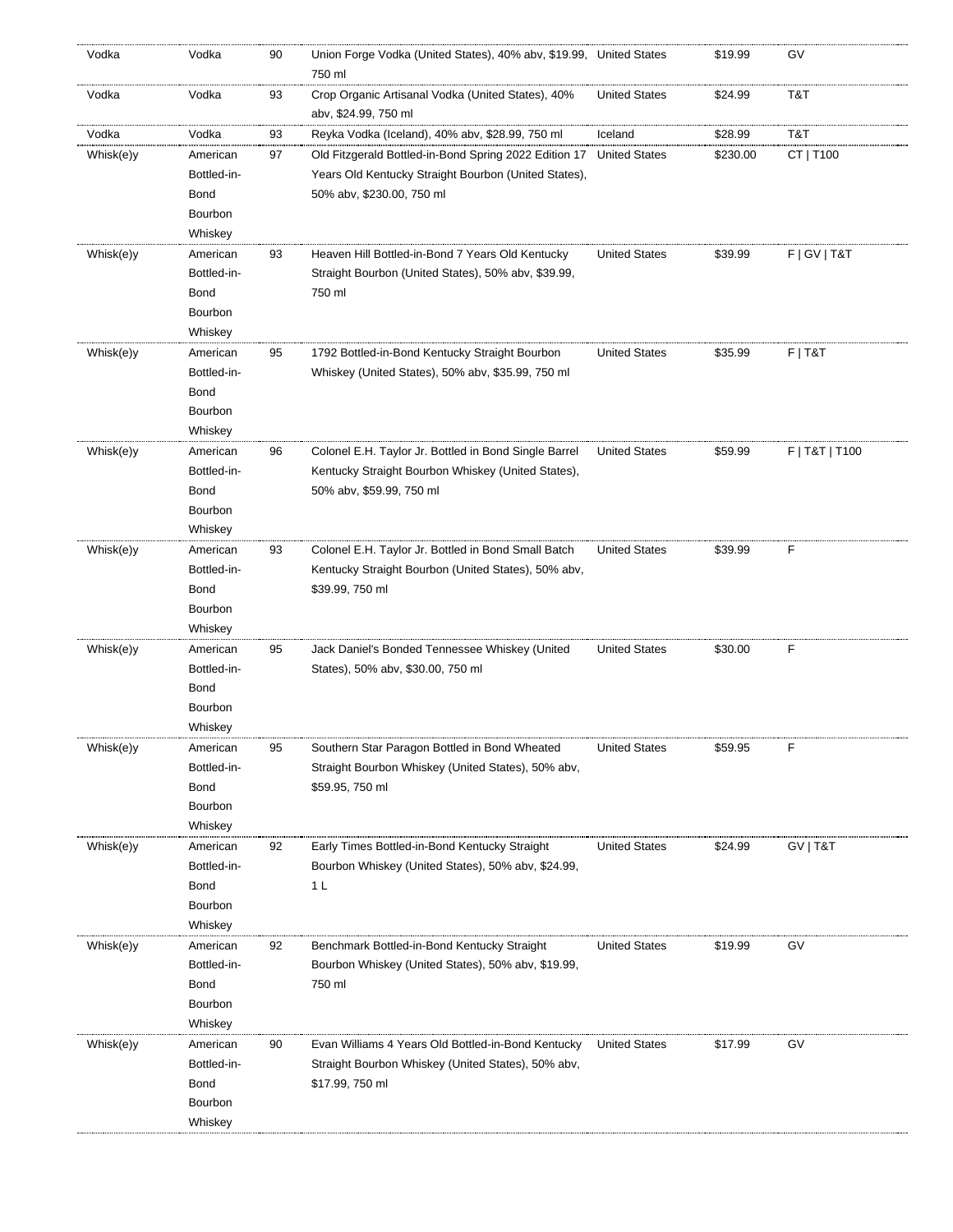| | | | | | | |
|---|---|---|---|---|---|---|
| Vodka | Vodka | 90 | Union Forge Vodka (United States), 40% abv, $19.99, 750 ml | United States | $19.99 | GV |
| Vodka | Vodka | 93 | Crop Organic Artisanal Vodka (United States), 40% abv, $24.99, 750 ml | United States | $24.99 | T&T |
| Vodka | Vodka | 93 | Reyka Vodka (Iceland), 40% abv, $28.99, 750 ml | Iceland | $28.99 | T&T |
| Whisk(e)y | American Bottled-in-Bond Bourbon Whiskey | 97 | Old Fitzgerald Bottled-in-Bond Spring 2022 Edition 17 Years Old Kentucky Straight Bourbon (United States), 50% abv, $230.00, 750 ml | United States | $230.00 | CT \| T100 |
| Whisk(e)y | American Bottled-in-Bond Bourbon Whiskey | 93 | Heaven Hill Bottled-in-Bond 7 Years Old Kentucky Straight Bourbon (United States), 50% abv, $39.99, 750 ml | United States | $39.99 | F \| GV \| T&T |
| Whisk(e)y | American Bottled-in-Bond Bourbon Whiskey | 95 | 1792 Bottled-in-Bond Kentucky Straight Bourbon Whiskey (United States), 50% abv, $35.99, 750 ml | United States | $35.99 | F \| T&T |
| Whisk(e)y | American Bottled-in-Bond Bourbon Whiskey | 96 | Colonel E.H. Taylor Jr. Bottled in Bond Single Barrel Kentucky Straight Bourbon Whiskey (United States), 50% abv, $59.99, 750 ml | United States | $59.99 | F \| T&T \| T100 |
| Whisk(e)y | American Bottled-in-Bond Bourbon Whiskey | 93 | Colonel E.H. Taylor Jr. Bottled in Bond Small Batch Kentucky Straight Bourbon (United States), 50% abv, $39.99, 750 ml | United States | $39.99 | F |
| Whisk(e)y | American Bottled-in-Bond Bourbon Whiskey | 95 | Jack Daniel's Bonded Tennessee Whiskey (United States), 50% abv, $30.00, 750 ml | United States | $30.00 | F |
| Whisk(e)y | American Bottled-in-Bond Bourbon Whiskey | 95 | Southern Star Paragon Bottled in Bond Wheated Straight Bourbon Whiskey (United States), 50% abv, $59.95, 750 ml | United States | $59.95 | F |
| Whisk(e)y | American Bottled-in-Bond Bourbon Whiskey | 92 | Early Times Bottled-in-Bond Kentucky Straight Bourbon Whiskey (United States), 50% abv, $24.99, 1 L | United States | $24.99 | GV \| T&T |
| Whisk(e)y | American Bottled-in-Bond Bourbon Whiskey | 92 | Benchmark Bottled-in-Bond Kentucky Straight Bourbon Whiskey (United States), 50% abv, $19.99, 750 ml | United States | $19.99 | GV |
| Whisk(e)y | American Bottled-in-Bond Bourbon Whiskey | 90 | Evan Williams 4 Years Old Bottled-in-Bond Kentucky Straight Bourbon Whiskey (United States), 50% abv, $17.99, 750 ml | United States | $17.99 | GV |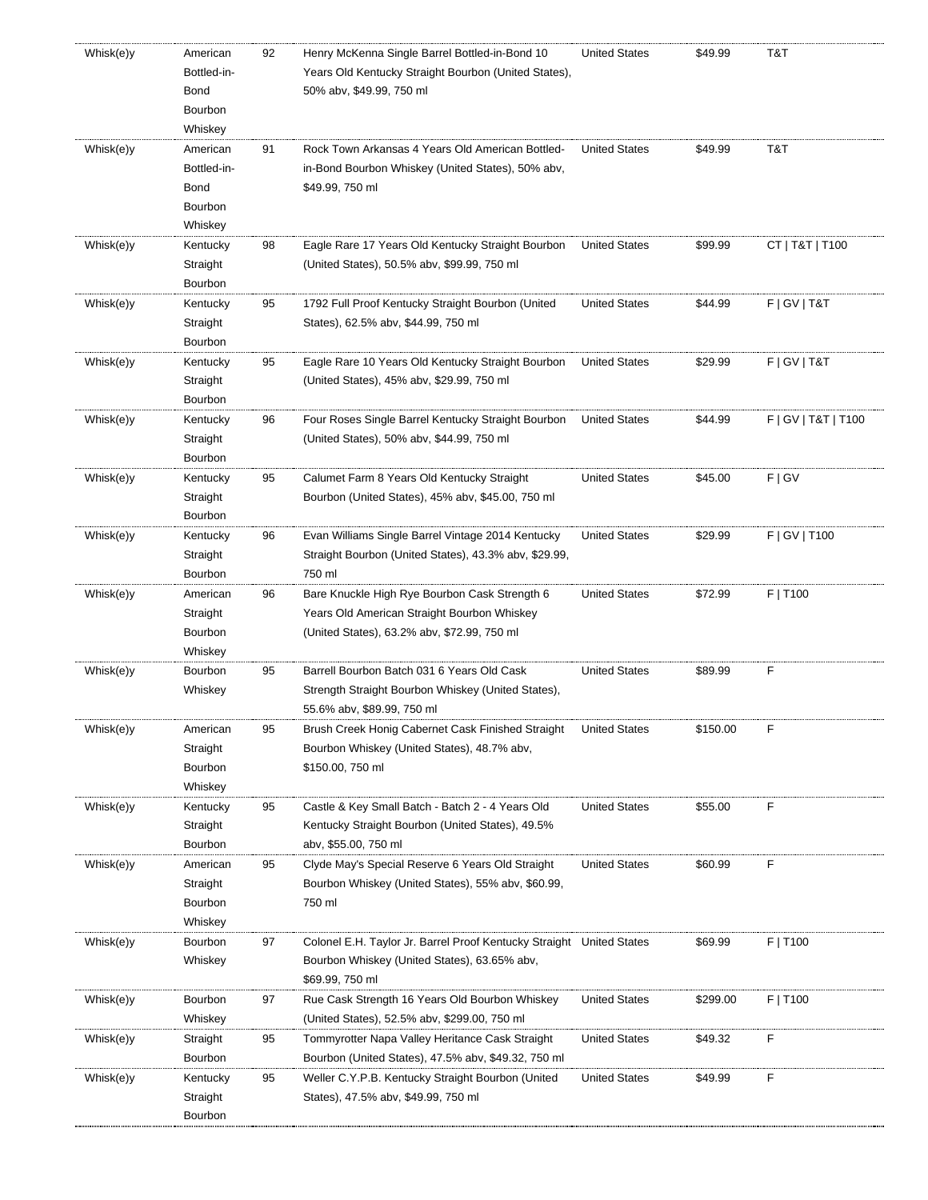| | | | | | | |
|---|---|---|---|---|---|---|
| Whisk(e)y | American Bottled-in-Bond Bourbon Whiskey | 92 | Henry McKenna Single Barrel Bottled-in-Bond 10 Years Old Kentucky Straight Bourbon (United States), 50% abv, $49.99, 750 ml | United States | $49.99 | T&T |
| Whisk(e)y | American Bottled-in-Bond Bourbon Whiskey | 91 | Rock Town Arkansas 4 Years Old American Bottled-in-Bond Bourbon Whiskey (United States), 50% abv, $49.99, 750 ml | United States | $49.99 | T&T |
| Whisk(e)y | Kentucky Straight Bourbon | 98 | Eagle Rare 17 Years Old Kentucky Straight Bourbon (United States), 50.5% abv, $99.99, 750 ml | United States | $99.99 | CT \| T&T \| T100 |
| Whisk(e)y | Kentucky Straight Bourbon | 95 | 1792 Full Proof Kentucky Straight Bourbon (United States), 62.5% abv, $44.99, 750 ml | United States | $44.99 | F \| GV \| T&T |
| Whisk(e)y | Kentucky Straight Bourbon | 95 | Eagle Rare 10 Years Old Kentucky Straight Bourbon (United States), 45% abv, $29.99, 750 ml | United States | $29.99 | F \| GV \| T&T |
| Whisk(e)y | Kentucky Straight Bourbon | 96 | Four Roses Single Barrel Kentucky Straight Bourbon (United States), 50% abv, $44.99, 750 ml | United States | $44.99 | F \| GV \| T&T \| T100 |
| Whisk(e)y | Kentucky Straight Bourbon | 95 | Calumet Farm 8 Years Old Kentucky Straight Bourbon (United States), 45% abv, $45.00, 750 ml | United States | $45.00 | F \| GV |
| Whisk(e)y | Kentucky Straight Bourbon | 96 | Evan Williams Single Barrel Vintage 2014 Kentucky Straight Bourbon (United States), 43.3% abv, $29.99, 750 ml | United States | $29.99 | F \| GV \| T100 |
| Whisk(e)y | American Straight Bourbon Whiskey | 96 | Bare Knuckle High Rye Bourbon Cask Strength 6 Years Old American Straight Bourbon Whiskey (United States), 63.2% abv, $72.99, 750 ml | United States | $72.99 | F \| T100 |
| Whisk(e)y | Bourbon Whiskey | 95 | Barrell Bourbon Batch 031 6 Years Old Cask Strength Straight Bourbon Whiskey (United States), 55.6% abv, $89.99, 750 ml | United States | $89.99 | F |
| Whisk(e)y | American Straight Bourbon Whiskey | 95 | Brush Creek Honig Cabernet Cask Finished Straight Bourbon Whiskey (United States), 48.7% abv, $150.00, 750 ml | United States | $150.00 | F |
| Whisk(e)y | Kentucky Straight Bourbon | 95 | Castle & Key Small Batch - Batch 2 - 4 Years Old Kentucky Straight Bourbon (United States), 49.5% abv, $55.00, 750 ml | United States | $55.00 | F |
| Whisk(e)y | American Straight Bourbon Whiskey | 95 | Clyde May's Special Reserve 6 Years Old Straight Bourbon Whiskey (United States), 55% abv, $60.99, 750 ml | United States | $60.99 | F |
| Whisk(e)y | Bourbon Whiskey | 97 | Colonel E.H. Taylor Jr. Barrel Proof Kentucky Straight Bourbon Whiskey (United States), 63.65% abv, $69.99, 750 ml | United States | $69.99 | F \| T100 |
| Whisk(e)y | Bourbon Whiskey | 97 | Rue Cask Strength 16 Years Old Bourbon Whiskey (United States), 52.5% abv, $299.00, 750 ml | United States | $299.00 | F \| T100 |
| Whisk(e)y | Straight Bourbon | 95 | Tommyrotter Napa Valley Heritance Cask Straight Bourbon (United States), 47.5% abv, $49.32, 750 ml | United States | $49.32 | F |
| Whisk(e)y | Kentucky Straight Bourbon | 95 | Weller C.Y.P.B. Kentucky Straight Bourbon (United States), 47.5% abv, $49.99, 750 ml | United States | $49.99 | F |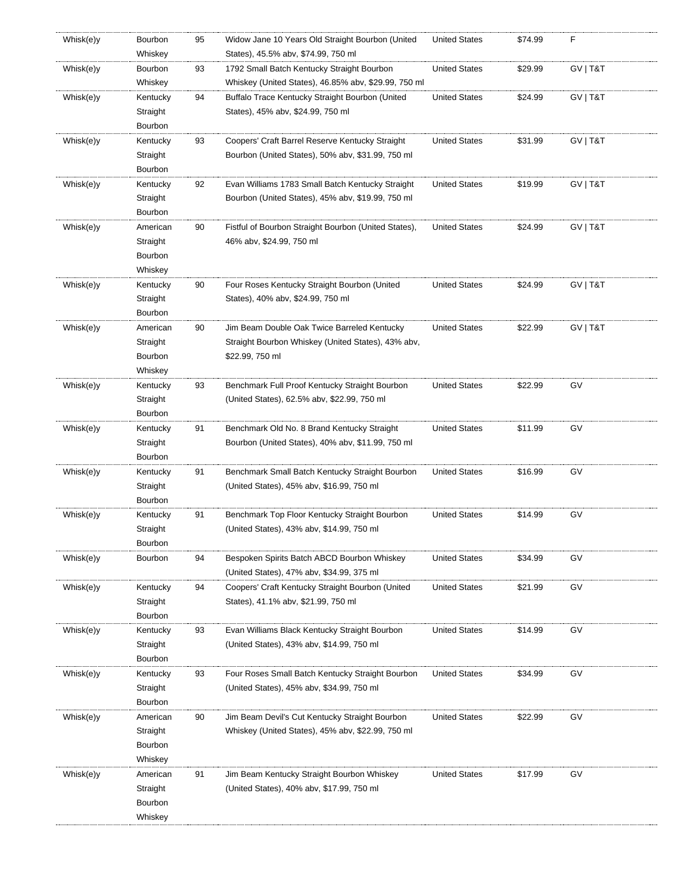| Whisk(e)y | Bourbon Whiskey | 95 | Widow Jane 10 Years Old Straight Bourbon (United States), 45.5% abv, $74.99, 750 ml | United States | $74.99 | F |
|---|---|---|---|---|---|---|
| Whisk(e)y | Bourbon Whiskey | 93 | 1792 Small Batch Kentucky Straight Bourbon Whiskey (United States), 46.85% abv, $29.99, 750 ml | United States | $29.99 | GV \| T&T |
| Whisk(e)y | Kentucky Straight Bourbon | 94 | Buffalo Trace Kentucky Straight Bourbon (United States), 45% abv, $24.99, 750 ml | United States | $24.99 | GV \| T&T |
| Whisk(e)y | Kentucky Straight Bourbon | 93 | Coopers' Craft Barrel Reserve Kentucky Straight Bourbon (United States), 50% abv, $31.99, 750 ml | United States | $31.99 | GV \| T&T |
| Whisk(e)y | Kentucky Straight Bourbon | 92 | Evan Williams 1783 Small Batch Kentucky Straight Bourbon (United States), 45% abv, $19.99, 750 ml | United States | $19.99 | GV \| T&T |
| Whisk(e)y | American Straight Bourbon Whiskey | 90 | Fistful of Bourbon Straight Bourbon (United States), 46% abv, $24.99, 750 ml | United States | $24.99 | GV \| T&T |
| Whisk(e)y | Kentucky Straight Bourbon | 90 | Four Roses Kentucky Straight Bourbon (United States), 40% abv, $24.99, 750 ml | United States | $24.99 | GV \| T&T |
| Whisk(e)y | American Straight Bourbon Whiskey | 90 | Jim Beam Double Oak Twice Barreled Kentucky Straight Bourbon Whiskey (United States), 43% abv, $22.99, 750 ml | United States | $22.99 | GV \| T&T |
| Whisk(e)y | Kentucky Straight Bourbon | 93 | Benchmark Full Proof Kentucky Straight Bourbon (United States), 62.5% abv, $22.99, 750 ml | United States | $22.99 | GV |
| Whisk(e)y | Kentucky Straight Bourbon | 91 | Benchmark Old No. 8 Brand Kentucky Straight Bourbon (United States), 40% abv, $11.99, 750 ml | United States | $11.99 | GV |
| Whisk(e)y | Kentucky Straight Bourbon | 91 | Benchmark Small Batch Kentucky Straight Bourbon (United States), 45% abv, $16.99, 750 ml | United States | $16.99 | GV |
| Whisk(e)y | Kentucky Straight Bourbon | 91 | Benchmark Top Floor Kentucky Straight Bourbon (United States), 43% abv, $14.99, 750 ml | United States | $14.99 | GV |
| Whisk(e)y | Bourbon | 94 | Bespoken Spirits Batch ABCD Bourbon Whiskey (United States), 47% abv, $34.99, 375 ml | United States | $34.99 | GV |
| Whisk(e)y | Kentucky Straight Bourbon | 94 | Coopers' Craft Kentucky Straight Bourbon (United States), 41.1% abv, $21.99, 750 ml | United States | $21.99 | GV |
| Whisk(e)y | Kentucky Straight Bourbon | 93 | Evan Williams Black Kentucky Straight Bourbon (United States), 43% abv, $14.99, 750 ml | United States | $14.99 | GV |
| Whisk(e)y | Kentucky Straight Bourbon | 93 | Four Roses Small Batch Kentucky Straight Bourbon (United States), 45% abv, $34.99, 750 ml | United States | $34.99 | GV |
| Whisk(e)y | American Straight Bourbon Whiskey | 90 | Jim Beam Devil's Cut Kentucky Straight Bourbon Whiskey (United States), 45% abv, $22.99, 750 ml | United States | $22.99 | GV |
| Whisk(e)y | American Straight Bourbon Whiskey | 91 | Jim Beam Kentucky Straight Bourbon Whiskey (United States), 40% abv, $17.99, 750 ml | United States | $17.99 | GV |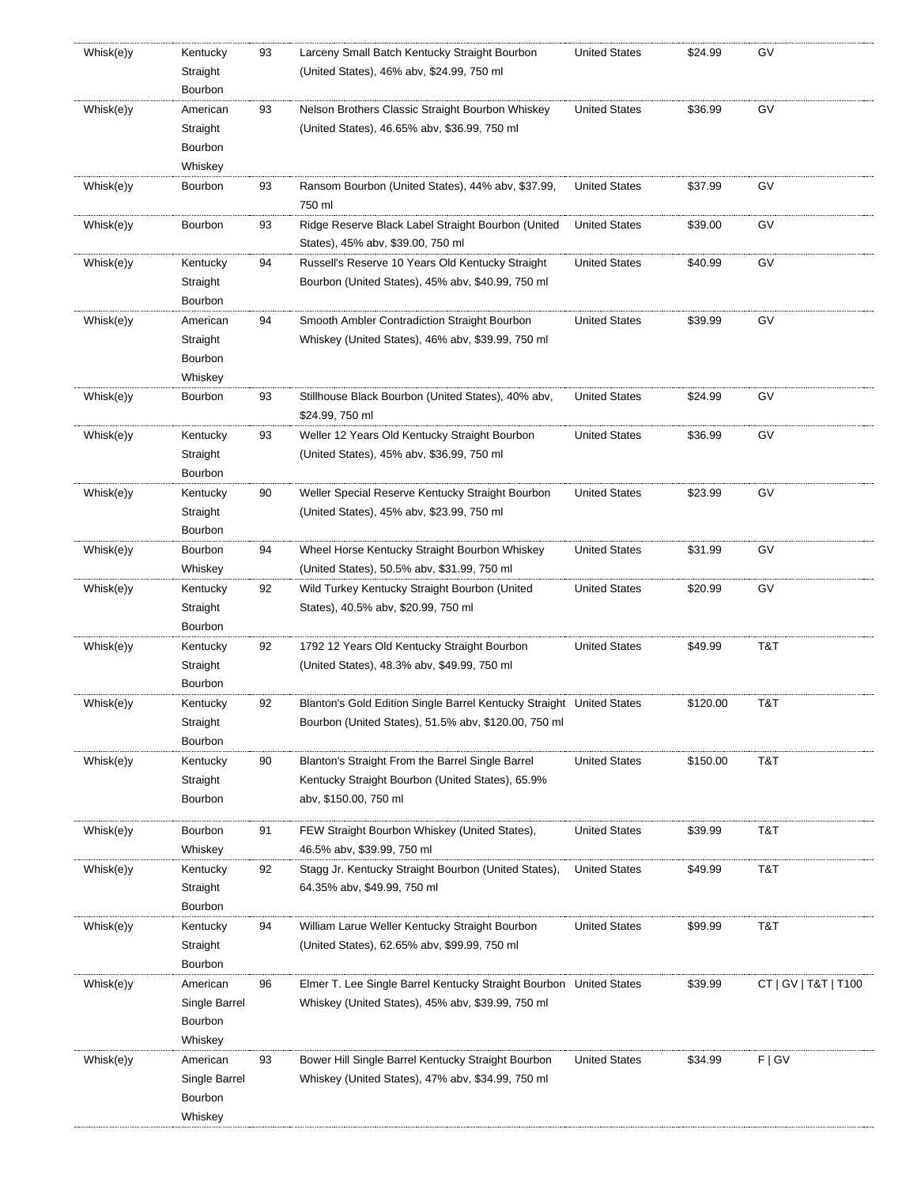| | | | | | | |
|---|---|---|---|---|---|---|
| Whisk(e)y | Kentucky Straight Bourbon | 93 | Larceny Small Batch Kentucky Straight Bourbon (United States), 46% abv, $24.99, 750 ml | United States | $24.99 | GV |
| Whisk(e)y | American Straight Bourbon Whiskey | 93 | Nelson Brothers Classic Straight Bourbon Whiskey (United States), 46.65% abv, $36.99, 750 ml | United States | $36.99 | GV |
| Whisk(e)y | Bourbon | 93 | Ransom Bourbon (United States), 44% abv, $37.99, 750 ml | United States | $37.99 | GV |
| Whisk(e)y | Bourbon | 93 | Ridge Reserve Black Label Straight Bourbon (United States), 45% abv, $39.00, 750 ml | United States | $39.00 | GV |
| Whisk(e)y | Kentucky Straight Bourbon | 94 | Russell's Reserve 10 Years Old Kentucky Straight Bourbon (United States), 45% abv, $40.99, 750 ml | United States | $40.99 | GV |
| Whisk(e)y | American Straight Bourbon Whiskey | 94 | Smooth Ambler Contradiction Straight Bourbon Whiskey (United States), 46% abv, $39.99, 750 ml | United States | $39.99 | GV |
| Whisk(e)y | Bourbon | 93 | Stillhouse Black Bourbon (United States), 40% abv, $24.99, 750 ml | United States | $24.99 | GV |
| Whisk(e)y | Kentucky Straight Bourbon | 93 | Weller 12 Years Old Kentucky Straight Bourbon (United States), 45% abv, $36.99, 750 ml | United States | $36.99 | GV |
| Whisk(e)y | Kentucky Straight Bourbon | 90 | Weller Special Reserve Kentucky Straight Bourbon (United States), 45% abv, $23.99, 750 ml | United States | $23.99 | GV |
| Whisk(e)y | Bourbon Whiskey | 94 | Wheel Horse Kentucky Straight Bourbon Whiskey (United States), 50.5% abv, $31.99, 750 ml | United States | $31.99 | GV |
| Whisk(e)y | Kentucky Straight Bourbon | 92 | Wild Turkey Kentucky Straight Bourbon (United States), 40.5% abv, $20.99, 750 ml | United States | $20.99 | GV |
| Whisk(e)y | Kentucky Straight Bourbon | 92 | 1792 12 Years Old Kentucky Straight Bourbon (United States), 48.3% abv, $49.99, 750 ml | United States | $49.99 | T&T |
| Whisk(e)y | Kentucky Straight Bourbon | 92 | Blanton's Gold Edition Single Barrel Kentucky Straight Bourbon (United States), 51.5% abv, $120.00, 750 ml | United States | $120.00 | T&T |
| Whisk(e)y | Kentucky Straight Bourbon | 90 | Blanton's Straight From the Barrel Single Barrel Kentucky Straight Bourbon (United States), 65.9% abv, $150.00, 750 ml | United States | $150.00 | T&T |
| Whisk(e)y | Bourbon Whiskey | 91 | FEW Straight Bourbon Whiskey (United States), 46.5% abv, $39.99, 750 ml | United States | $39.99 | T&T |
| Whisk(e)y | Kentucky Straight Bourbon | 92 | Stagg Jr. Kentucky Straight Bourbon (United States), 64.35% abv, $49.99, 750 ml | United States | $49.99 | T&T |
| Whisk(e)y | Kentucky Straight Bourbon | 94 | William Larue Weller Kentucky Straight Bourbon (United States), 62.65% abv, $99.99, 750 ml | United States | $99.99 | T&T |
| Whisk(e)y | American Single Barrel Bourbon Whiskey | 96 | Elmer T. Lee Single Barrel Kentucky Straight Bourbon Whiskey (United States), 45% abv, $39.99, 750 ml | United States | $39.99 | CT \| GV \| T&T \| T100 |
| Whisk(e)y | American Single Barrel Bourbon Whiskey | 93 | Bower Hill Single Barrel Kentucky Straight Bourbon Whiskey (United States), 47% abv, $34.99, 750 ml | United States | $34.99 | F \| GV |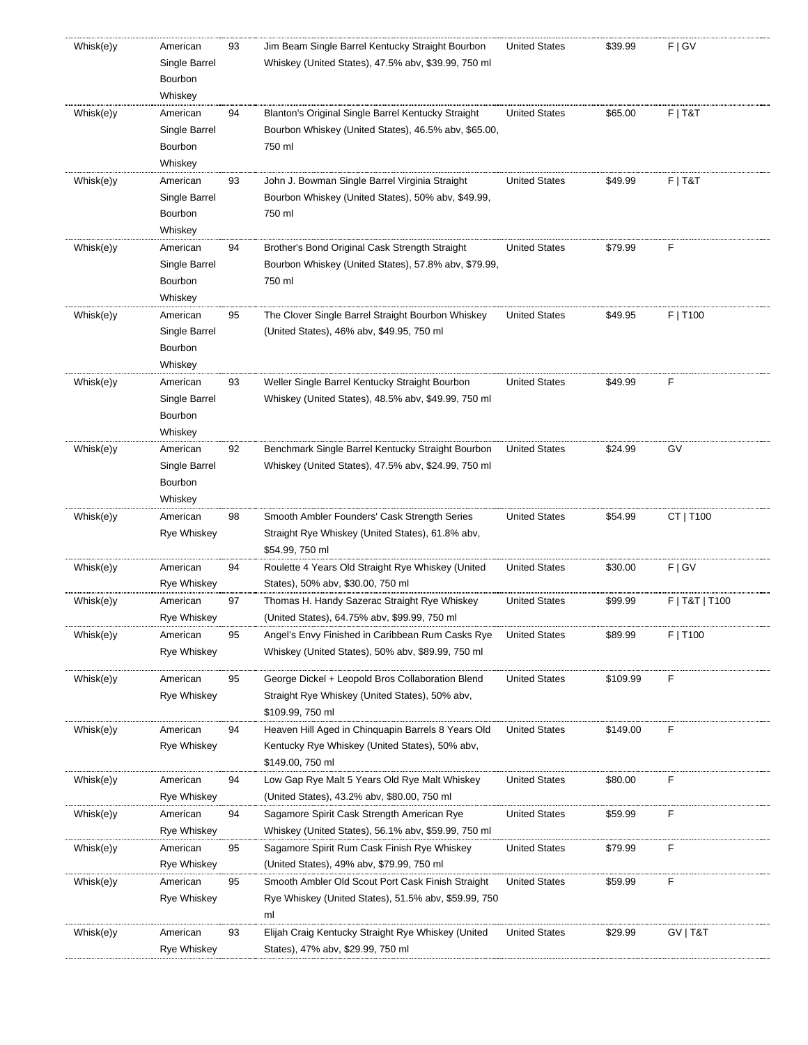| Whisk(e)y | American Single Barrel Bourbon Whiskey | 93 | Jim Beam Single Barrel Kentucky Straight Bourbon Whiskey (United States), 47.5% abv, $39.99, 750 ml | United States | $39.99 | F \| GV |
|---|---|---|---|---|---|---|
| Whisk(e)y | American Single Barrel Bourbon Whiskey | 94 | Blanton's Original Single Barrel Kentucky Straight Bourbon Whiskey (United States), 46.5% abv, $65.00, 750 ml | United States | $65.00 | F \| T&T |
| Whisk(e)y | American Single Barrel Bourbon Whiskey | 93 | John J. Bowman Single Barrel Virginia Straight Bourbon Whiskey (United States), 50% abv, $49.99, 750 ml | United States | $49.99 | F \| T&T |
| Whisk(e)y | American Single Barrel Bourbon Whiskey | 94 | Brother's Bond Original Cask Strength Straight Bourbon Whiskey (United States), 57.8% abv, $79.99, 750 ml | United States | $79.99 | F |
| Whisk(e)y | American Single Barrel Bourbon Whiskey | 95 | The Clover Single Barrel Straight Bourbon Whiskey (United States), 46% abv, $49.95, 750 ml | United States | $49.95 | F \| T100 |
| Whisk(e)y | American Single Barrel Bourbon Whiskey | 93 | Weller Single Barrel Kentucky Straight Bourbon Whiskey (United States), 48.5% abv, $49.99, 750 ml | United States | $49.99 | F |
| Whisk(e)y | American Single Barrel Bourbon Whiskey | 92 | Benchmark Single Barrel Kentucky Straight Bourbon Whiskey (United States), 47.5% abv, $24.99, 750 ml | United States | $24.99 | GV |
| Whisk(e)y | American Rye Whiskey | 98 | Smooth Ambler Founders' Cask Strength Series Straight Rye Whiskey (United States), 61.8% abv, $54.99, 750 ml | United States | $54.99 | CT \| T100 |
| Whisk(e)y | American Rye Whiskey | 94 | Roulette 4 Years Old Straight Rye Whiskey (United States), 50% abv, $30.00, 750 ml | United States | $30.00 | F \| GV |
| Whisk(e)y | American Rye Whiskey | 97 | Thomas H. Handy Sazerac Straight Rye Whiskey (United States), 64.75% abv, $99.99, 750 ml | United States | $99.99 | F \| T&T \| T100 |
| Whisk(e)y | American Rye Whiskey | 95 | Angel's Envy Finished in Caribbean Rum Casks Rye Whiskey (United States), 50% abv, $89.99, 750 ml | United States | $89.99 | F \| T100 |
| Whisk(e)y | American Rye Whiskey | 95 | George Dickel + Leopold Bros Collaboration Blend Straight Rye Whiskey (United States), 50% abv, $109.99, 750 ml | United States | $109.99 | F |
| Whisk(e)y | American Rye Whiskey | 94 | Heaven Hill Aged in Chinquapin Barrels 8 Years Old Kentucky Rye Whiskey (United States), 50% abv, $149.00, 750 ml | United States | $149.00 | F |
| Whisk(e)y | American Rye Whiskey | 94 | Low Gap Rye Malt 5 Years Old Rye Malt Whiskey (United States), 43.2% abv, $80.00, 750 ml | United States | $80.00 | F |
| Whisk(e)y | American Rye Whiskey | 94 | Sagamore Spirit Cask Strength American Rye Whiskey (United States), 56.1% abv, $59.99, 750 ml | United States | $59.99 | F |
| Whisk(e)y | American Rye Whiskey | 95 | Sagamore Spirit Rum Cask Finish Rye Whiskey (United States), 49% abv, $79.99, 750 ml | United States | $79.99 | F |
| Whisk(e)y | American Rye Whiskey | 95 | Smooth Ambler Old Scout Port Cask Finish Straight Rye Whiskey (United States), 51.5% abv, $59.99, 750 ml | United States | $59.99 | F |
| Whisk(e)y | American Rye Whiskey | 93 | Elijah Craig Kentucky Straight Rye Whiskey (United States), 47% abv, $29.99, 750 ml | United States | $29.99 | GV \| T&T |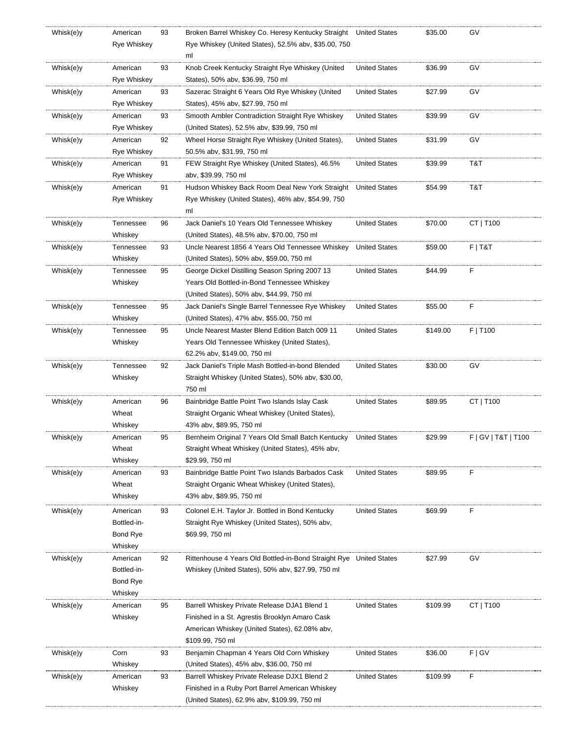| | | | | | | |
|---|---|---|---|---|---|---|
| Whisk(e)y | American Rye Whiskey | 93 | Broken Barrel Whiskey Co. Heresy Kentucky Straight Rye Whiskey (United States), 52.5% abv, $35.00, 750 ml | United States | $35.00 | GV |
| Whisk(e)y | American Rye Whiskey | 93 | Knob Creek Kentucky Straight Rye Whiskey (United States), 50% abv, $36.99, 750 ml | United States | $36.99 | GV |
| Whisk(e)y | American Rye Whiskey | 93 | Sazerac Straight 6 Years Old Rye Whiskey (United States), 45% abv, $27.99, 750 ml | United States | $27.99 | GV |
| Whisk(e)y | American Rye Whiskey | 93 | Smooth Ambler Contradiction Straight Rye Whiskey (United States), 52.5% abv, $39.99, 750 ml | United States | $39.99 | GV |
| Whisk(e)y | American Rye Whiskey | 92 | Wheel Horse Straight Rye Whiskey (United States), 50.5% abv, $31.99, 750 ml | United States | $31.99 | GV |
| Whisk(e)y | American Rye Whiskey | 91 | FEW Straight Rye Whiskey (United States), 46.5% abv, $39.99, 750 ml | United States | $39.99 | T&T |
| Whisk(e)y | American Rye Whiskey | 91 | Hudson Whiskey Back Room Deal New York Straight Rye Whiskey (United States), 46% abv, $54.99, 750 ml | United States | $54.99 | T&T |
| Whisk(e)y | Tennessee Whiskey | 96 | Jack Daniel's 10 Years Old Tennessee Whiskey (United States), 48.5% abv, $70.00, 750 ml | United States | $70.00 | CT \| T100 |
| Whisk(e)y | Tennessee Whiskey | 93 | Uncle Nearest 1856 4 Years Old Tennessee Whiskey (United States), 50% abv, $59.00, 750 ml | United States | $59.00 | F \| T&T |
| Whisk(e)y | Tennessee Whiskey | 95 | George Dickel Distilling Season Spring 2007 13 Years Old Bottled-in-Bond Tennessee Whiskey (United States), 50% abv, $44.99, 750 ml | United States | $44.99 | F |
| Whisk(e)y | Tennessee Whiskey | 95 | Jack Daniel's Single Barrel Tennessee Rye Whiskey (United States), 47% abv, $55.00, 750 ml | United States | $55.00 | F |
| Whisk(e)y | Tennessee Whiskey | 95 | Uncle Nearest Master Blend Edition Batch 009 11 Years Old Tennessee Whiskey (United States), 62.2% abv, $149.00, 750 ml | United States | $149.00 | F \| T100 |
| Whisk(e)y | Tennessee Whiskey | 92 | Jack Daniel's Triple Mash Bottled-in-bond Blended Straight Whiskey (United States), 50% abv, $30.00, 750 ml | United States | $30.00 | GV |
| Whisk(e)y | American Wheat Whiskey | 96 | Bainbridge Battle Point Two Islands Islay Cask Straight Organic Wheat Whiskey (United States), 43% abv, $89.95, 750 ml | United States | $89.95 | CT \| T100 |
| Whisk(e)y | American Wheat Whiskey | 95 | Bernheim Original 7 Years Old Small Batch Kentucky Straight Wheat Whiskey (United States), 45% abv, $29.99, 750 ml | United States | $29.99 | F \| GV \| T&T \| T100 |
| Whisk(e)y | American Wheat Whiskey | 93 | Bainbridge Battle Point Two Islands Barbados Cask Straight Organic Wheat Whiskey (United States), 43% abv, $89.95, 750 ml | United States | $89.95 | F |
| Whisk(e)y | American Bottled-in-Bond Rye Whiskey | 93 | Colonel E.H. Taylor Jr. Bottled in Bond Kentucky Straight Rye Whiskey (United States), 50% abv, $69.99, 750 ml | United States | $69.99 | F |
| Whisk(e)y | American Bottled-in-Bond Rye Whiskey | 92 | Rittenhouse 4 Years Old Bottled-in-Bond Straight Rye Whiskey (United States), 50% abv, $27.99, 750 ml | United States | $27.99 | GV |
| Whisk(e)y | American Whiskey | 95 | Barrell Whiskey Private Release DJA1 Blend 1 Finished in a St. Agrestis Brooklyn Amaro Cask American Whiskey (United States), 62.08% abv, $109.99, 750 ml | United States | $109.99 | CT \| T100 |
| Whisk(e)y | Corn Whiskey | 93 | Benjamin Chapman 4 Years Old Corn Whiskey (United States), 45% abv, $36.00, 750 ml | United States | $36.00 | F \| GV |
| Whisk(e)y | American Whiskey | 93 | Barrell Whiskey Private Release DJX1 Blend 2 Finished in a Ruby Port Barrel American Whiskey (United States), 62.9% abv, $109.99, 750 ml | United States | $109.99 | F |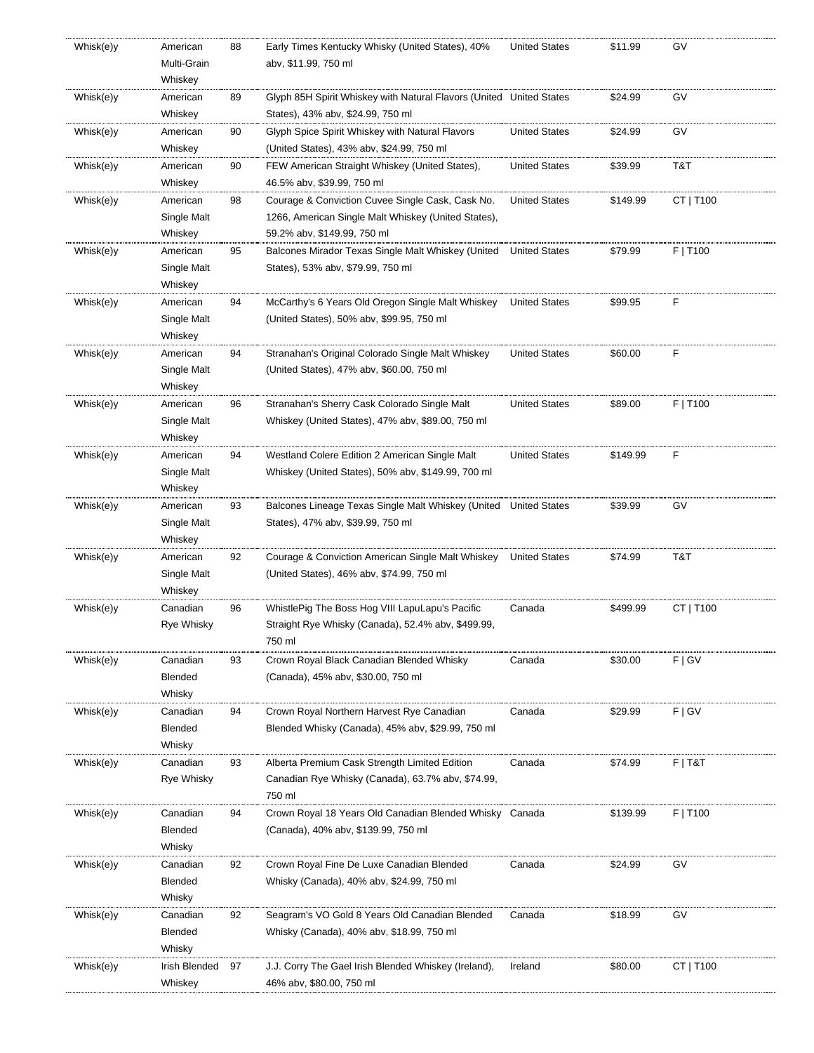| | | | | | | |
|---|---|---|---|---|---|---|
| Whisk(e)y | American Multi-Grain Whiskey | 88 | Early Times Kentucky Whisky (United States), 40% abv, $11.99, 750 ml | United States | $11.99 | GV |
| Whisk(e)y | American Whiskey | 89 | Glyph 85H Spirit Whiskey with Natural Flavors (United States), 43% abv, $24.99, 750 ml | United States | $24.99 | GV |
| Whisk(e)y | American Whiskey | 90 | Glyph Spice Spirit Whiskey with Natural Flavors (United States), 43% abv, $24.99, 750 ml | United States | $24.99 | GV |
| Whisk(e)y | American Whiskey | 90 | FEW American Straight Whiskey (United States), 46.5% abv, $39.99, 750 ml | United States | $39.99 | T&T |
| Whisk(e)y | American Single Malt Whiskey | 98 | Courage & Conviction Cuvee Single Cask, Cask No. 1266, American Single Malt Whiskey (United States), 59.2% abv, $149.99, 750 ml | United States | $149.99 | CT \| T100 |
| Whisk(e)y | American Single Malt Whiskey | 95 | Balcones Mirador Texas Single Malt Whiskey (United States), 53% abv, $79.99, 750 ml | United States | $79.99 | F \| T100 |
| Whisk(e)y | American Single Malt Whiskey | 94 | McCarthy's 6 Years Old Oregon Single Malt Whiskey (United States), 50% abv, $99.95, 750 ml | United States | $99.95 | F |
| Whisk(e)y | American Single Malt Whiskey | 94 | Stranahan's Original Colorado Single Malt Whiskey (United States), 47% abv, $60.00, 750 ml | United States | $60.00 | F |
| Whisk(e)y | American Single Malt Whiskey | 96 | Stranahan's Sherry Cask Colorado Single Malt Whiskey (United States), 47% abv, $89.00, 750 ml | United States | $89.00 | F \| T100 |
| Whisk(e)y | American Single Malt Whiskey | 94 | Westland Colere Edition 2 American Single Malt Whiskey (United States), 50% abv, $149.99, 700 ml | United States | $149.99 | F |
| Whisk(e)y | American Single Malt Whiskey | 93 | Balcones Lineage Texas Single Malt Whiskey (United States), 47% abv, $39.99, 750 ml | United States | $39.99 | GV |
| Whisk(e)y | American Single Malt Whiskey | 92 | Courage & Conviction American Single Malt Whiskey (United States), 46% abv, $74.99, 750 ml | United States | $74.99 | T&T |
| Whisk(e)y | Canadian Rye Whisky | 96 | WhistlePig The Boss Hog VIII LapuLapu's Pacific Straight Rye Whisky (Canada), 52.4% abv, $499.99, 750 ml | Canada | $499.99 | CT \| T100 |
| Whisk(e)y | Canadian Blended Whisky | 93 | Crown Royal Black Canadian Blended Whisky (Canada), 45% abv, $30.00, 750 ml | Canada | $30.00 | F \| GV |
| Whisk(e)y | Canadian Blended Whisky | 94 | Crown Royal Northern Harvest Rye Canadian Blended Whisky (Canada), 45% abv, $29.99, 750 ml | Canada | $29.99 | F \| GV |
| Whisk(e)y | Canadian Rye Whisky | 93 | Alberta Premium Cask Strength Limited Edition Canadian Rye Whisky (Canada), 63.7% abv, $74.99, 750 ml | Canada | $74.99 | F \| T&T |
| Whisk(e)y | Canadian Blended Whisky | 94 | Crown Royal 18 Years Old Canadian Blended Whisky (Canada), 40% abv, $139.99, 750 ml | Canada | $139.99 | F \| T100 |
| Whisk(e)y | Canadian Blended Whisky | 92 | Crown Royal Fine De Luxe Canadian Blended Whisky (Canada), 40% abv, $24.99, 750 ml | Canada | $24.99 | GV |
| Whisk(e)y | Canadian Blended Whisky | 92 | Seagram's VO Gold 8 Years Old Canadian Blended Whisky (Canada), 40% abv, $18.99, 750 ml | Canada | $18.99 | GV |
| Whisk(e)y | Irish Blended Whiskey | 97 | J.J. Corry The Gael Irish Blended Whiskey (Ireland), 46% abv, $80.00, 750 ml | Ireland | $80.00 | CT \| T100 |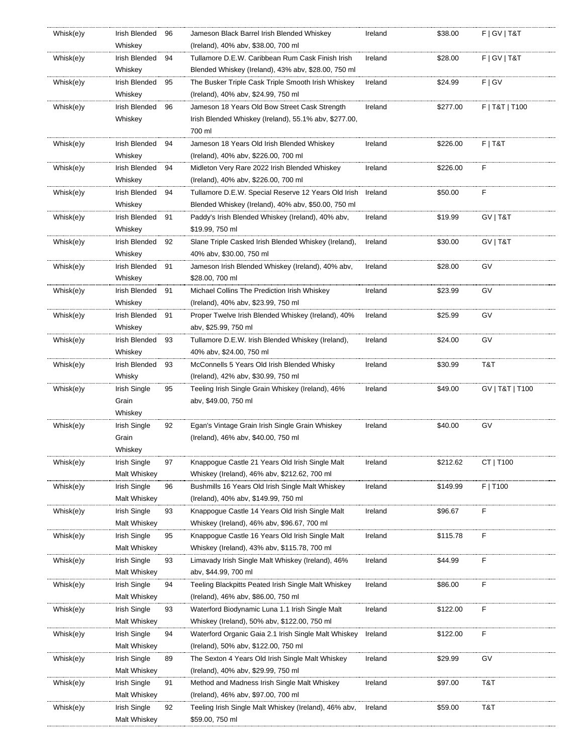| | | | | | | |
|---|---|---|---|---|---|---|
| Whisk(e)y | Irish Blended Whiskey | 96 | Jameson Black Barrel Irish Blended Whiskey (Ireland), 40% abv, $38.00, 700 ml | Ireland | $38.00 | F \| GV \| T&T |
| Whisk(e)y | Irish Blended Whiskey | 94 | Tullamore D.E.W. Caribbean Rum Cask Finish Irish Blended Whiskey (Ireland), 43% abv, $28.00, 750 ml | Ireland | $28.00 | F \| GV \| T&T |
| Whisk(e)y | Irish Blended Whiskey | 95 | The Busker Triple Cask Triple Smooth Irish Whiskey (Ireland), 40% abv, $24.99, 750 ml | Ireland | $24.99 | F \| GV |
| Whisk(e)y | Irish Blended Whiskey | 96 | Jameson 18 Years Old Bow Street Cask Strength Irish Blended Whiskey (Ireland), 55.1% abv, $277.00, 700 ml | Ireland | $277.00 | F \| T&T \| T100 |
| Whisk(e)y | Irish Blended Whiskey | 94 | Jameson 18 Years Old Irish Blended Whiskey (Ireland), 40% abv, $226.00, 700 ml | Ireland | $226.00 | F \| T&T |
| Whisk(e)y | Irish Blended Whiskey | 94 | Midleton Very Rare 2022 Irish Blended Whiskey (Ireland), 40% abv, $226.00, 700 ml | Ireland | $226.00 | F |
| Whisk(e)y | Irish Blended Whiskey | 94 | Tullamore D.E.W. Special Reserve 12 Years Old Irish Blended Whiskey (Ireland), 40% abv, $50.00, 750 ml | Ireland | $50.00 | F |
| Whisk(e)y | Irish Blended Whiskey | 91 | Paddy's Irish Blended Whiskey (Ireland), 40% abv, $19.99, 750 ml | Ireland | $19.99 | GV \| T&T |
| Whisk(e)y | Irish Blended Whiskey | 92 | Slane Triple Casked Irish Blended Whiskey (Ireland), 40% abv, $30.00, 750 ml | Ireland | $30.00 | GV \| T&T |
| Whisk(e)y | Irish Blended Whiskey | 91 | Jameson Irish Blended Whiskey (Ireland), 40% abv, $28.00, 700 ml | Ireland | $28.00 | GV |
| Whisk(e)y | Irish Blended Whiskey | 91 | Michael Collins The Prediction Irish Whiskey (Ireland), 40% abv, $23.99, 750 ml | Ireland | $23.99 | GV |
| Whisk(e)y | Irish Blended Whiskey | 91 | Proper Twelve Irish Blended Whiskey (Ireland), 40% abv, $25.99, 750 ml | Ireland | $25.99 | GV |
| Whisk(e)y | Irish Blended Whiskey | 93 | Tullamore D.E.W. Irish Blended Whiskey (Ireland), 40% abv, $24.00, 750 ml | Ireland | $24.00 | GV |
| Whisk(e)y | Irish Blended Whisky | 93 | McConnells 5 Years Old Irish Blended Whisky (Ireland), 42% abv, $30.99, 750 ml | Ireland | $30.99 | T&T |
| Whisk(e)y | Irish Single Grain Whiskey | 95 | Teeling Irish Single Grain Whiskey (Ireland), 46% abv, $49.00, 750 ml | Ireland | $49.00 | GV \| T&T \| T100 |
| Whisk(e)y | Irish Single Grain Whiskey | 92 | Egan's Vintage Grain Irish Single Grain Whiskey (Ireland), 46% abv, $40.00, 750 ml | Ireland | $40.00 | GV |
| Whisk(e)y | Irish Single Malt Whiskey | 97 | Knappogue Castle 21 Years Old Irish Single Malt Whiskey (Ireland), 46% abv, $212.62, 700 ml | Ireland | $212.62 | CT \| T100 |
| Whisk(e)y | Irish Single Malt Whiskey | 96 | Bushmills 16 Years Old Irish Single Malt Whiskey (Ireland), 40% abv, $149.99, 750 ml | Ireland | $149.99 | F \| T100 |
| Whisk(e)y | Irish Single Malt Whiskey | 93 | Knappogue Castle 14 Years Old Irish Single Malt Whiskey (Ireland), 46% abv, $96.67, 700 ml | Ireland | $96.67 | F |
| Whisk(e)y | Irish Single Malt Whiskey | 95 | Knappogue Castle 16 Years Old Irish Single Malt Whiskey (Ireland), 43% abv, $115.78, 700 ml | Ireland | $115.78 | F |
| Whisk(e)y | Irish Single Malt Whiskey | 93 | Limavady Irish Single Malt Whiskey (Ireland), 46% abv, $44.99, 700 ml | Ireland | $44.99 | F |
| Whisk(e)y | Irish Single Malt Whiskey | 94 | Teeling Blackpitts Peated Irish Single Malt Whiskey (Ireland), 46% abv, $86.00, 750 ml | Ireland | $86.00 | F |
| Whisk(e)y | Irish Single Malt Whiskey | 93 | Waterford Biodynamic Luna 1.1 Irish Single Malt Whiskey (Ireland), 50% abv, $122.00, 750 ml | Ireland | $122.00 | F |
| Whisk(e)y | Irish Single Malt Whiskey | 94 | Waterford Organic Gaia 2.1 Irish Single Malt Whiskey (Ireland), 50% abv, $122.00, 750 ml | Ireland | $122.00 | F |
| Whisk(e)y | Irish Single Malt Whiskey | 89 | The Sexton 4 Years Old Irish Single Malt Whiskey (Ireland), 40% abv, $29.99, 750 ml | Ireland | $29.99 | GV |
| Whisk(e)y | Irish Single Malt Whiskey | 91 | Method and Madness Irish Single Malt Whiskey (Ireland), 46% abv, $97.00, 700 ml | Ireland | $97.00 | T&T |
| Whisk(e)y | Irish Single Malt Whiskey | 92 | Teeling Irish Single Malt Whiskey (Ireland), 46% abv, $59.00, 750 ml | Ireland | $59.00 | T&T |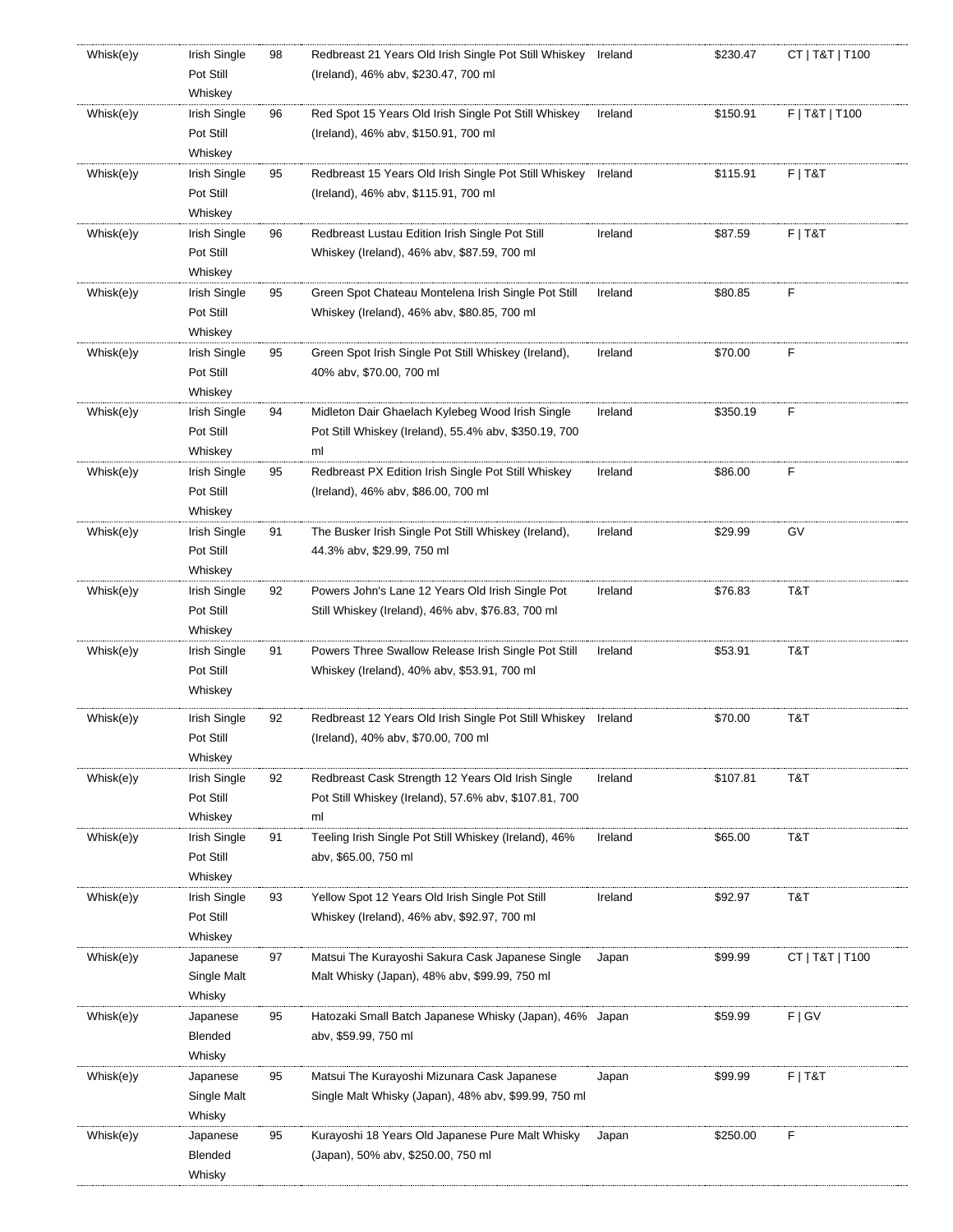| | | | | | | |
|---|---|---|---|---|---|---|
| Whisk(e)y | Irish Single Pot Still Whiskey | 98 | Redbreast 21 Years Old Irish Single Pot Still Whiskey (Ireland), 46% abv, $230.47, 700 ml | Ireland | $230.47 | CT \| T&T \| T100 |
| Whisk(e)y | Irish Single Pot Still Whiskey | 96 | Red Spot 15 Years Old Irish Single Pot Still Whiskey (Ireland), 46% abv, $150.91, 700 ml | Ireland | $150.91 | F \| T&T \| T100 |
| Whisk(e)y | Irish Single Pot Still Whiskey | 95 | Redbreast 15 Years Old Irish Single Pot Still Whiskey (Ireland), 46% abv, $115.91, 700 ml | Ireland | $115.91 | F \| T&T |
| Whisk(e)y | Irish Single Pot Still Whiskey | 96 | Redbreast Lustau Edition Irish Single Pot Still Whiskey (Ireland), 46% abv, $87.59, 700 ml | Ireland | $87.59 | F \| T&T |
| Whisk(e)y | Irish Single Pot Still Whiskey | 95 | Green Spot Chateau Montelena Irish Single Pot Still Whiskey (Ireland), 46% abv, $80.85, 700 ml | Ireland | $80.85 | F |
| Whisk(e)y | Irish Single Pot Still Whiskey | 95 | Green Spot Irish Single Pot Still Whiskey (Ireland), 40% abv, $70.00, 700 ml | Ireland | $70.00 | F |
| Whisk(e)y | Irish Single Pot Still Whiskey | 94 | Midleton Dair Ghaelach Kylebeg Wood Irish Single Pot Still Whiskey (Ireland), 55.4% abv, $350.19, 700 ml | Ireland | $350.19 | F |
| Whisk(e)y | Irish Single Pot Still Whiskey | 95 | Redbreast PX Edition Irish Single Pot Still Whiskey (Ireland), 46% abv, $86.00, 700 ml | Ireland | $86.00 | F |
| Whisk(e)y | Irish Single Pot Still Whiskey | 91 | The Busker Irish Single Pot Still Whiskey (Ireland), 44.3% abv, $29.99, 750 ml | Ireland | $29.99 | GV |
| Whisk(e)y | Irish Single Pot Still Whiskey | 92 | Powers John's Lane 12 Years Old Irish Single Pot Still Whiskey (Ireland), 46% abv, $76.83, 700 ml | Ireland | $76.83 | T&T |
| Whisk(e)y | Irish Single Pot Still Whiskey | 91 | Powers Three Swallow Release Irish Single Pot Still Whiskey (Ireland), 40% abv, $53.91, 700 ml | Ireland | $53.91 | T&T |
| Whisk(e)y | Irish Single Pot Still Whiskey | 92 | Redbreast 12 Years Old Irish Single Pot Still Whiskey (Ireland), 40% abv, $70.00, 700 ml | Ireland | $70.00 | T&T |
| Whisk(e)y | Irish Single Pot Still Whiskey | 92 | Redbreast Cask Strength 12 Years Old Irish Single Pot Still Whiskey (Ireland), 57.6% abv, $107.81, 700 ml | Ireland | $107.81 | T&T |
| Whisk(e)y | Irish Single Pot Still Whiskey | 91 | Teeling Irish Single Pot Still Whiskey (Ireland), 46% abv, $65.00, 750 ml | Ireland | $65.00 | T&T |
| Whisk(e)y | Irish Single Pot Still Whiskey | 93 | Yellow Spot 12 Years Old Irish Single Pot Still Whiskey (Ireland), 46% abv, $92.97, 700 ml | Ireland | $92.97 | T&T |
| Whisk(e)y | Japanese Single Malt Whisky | 97 | Matsui The Kurayoshi Sakura Cask Japanese Single Malt Whisky (Japan), 48% abv, $99.99, 750 ml | Japan | $99.99 | CT \| T&T \| T100 |
| Whisk(e)y | Japanese Blended Whisky | 95 | Hatozaki Small Batch Japanese Whisky (Japan), 46% abv, $59.99, 750 ml | Japan | $59.99 | F \| GV |
| Whisk(e)y | Japanese Single Malt Whisky | 95 | Matsui The Kurayoshi Mizunara Cask Japanese Single Malt Whisky (Japan), 48% abv, $99.99, 750 ml | Japan | $99.99 | F \| T&T |
| Whisk(e)y | Japanese Blended Whisky | 95 | Kurayoshi 18 Years Old Japanese Pure Malt Whisky (Japan), 50% abv, $250.00, 750 ml | Japan | $250.00 | F |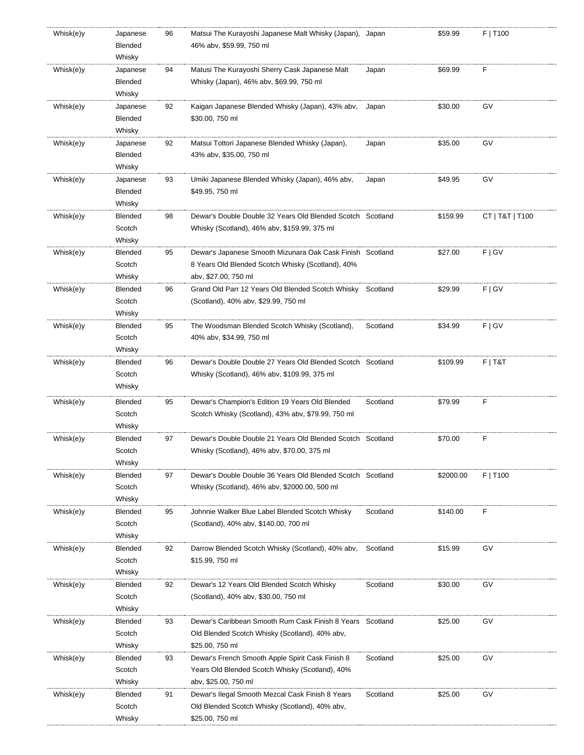| Whisk(e)y | Japanese Blended Whisky | 96 | Matsui The Kurayoshi Japanese Malt Whisky (Japan), 46% abv, $59.99, 750 ml | Japan | $59.99 | F \| T100 |
|---|---|---|---|---|---|---|
| Whisk(e)y | Japanese Blended Whisky | 94 | Matusi The Kurayoshi Sherry Cask Japanese Malt Whisky (Japan), 46% abv, $69.99, 750 ml | Japan | $69.99 | F |
| Whisk(e)y | Japanese Blended Whisky | 92 | Kaigan Japanese Blended Whisky (Japan), 43% abv, $30.00, 750 ml | Japan | $30.00 | GV |
| Whisk(e)y | Japanese Blended Whisky | 92 | Matsui Tottori Japanese Blended Whisky (Japan), 43% abv, $35.00, 750 ml | Japan | $35.00 | GV |
| Whisk(e)y | Japanese Blended Whisky | 93 | Umiki Japanese Blended Whisky (Japan), 46% abv, $49.95, 750 ml | Japan | $49.95 | GV |
| Whisk(e)y | Blended Scotch Whisky | 98 | Dewar's Double Double 32 Years Old Blended Scotch Whisky (Scotland), 46% abv, $159.99, 375 ml | Scotland | $159.99 | CT \| T&T \| T100 |
| Whisk(e)y | Blended Scotch Whisky | 95 | Dewar's Japanese Smooth Mizunara Oak Cask Finish 8 Years Old Blended Scotch Whisky (Scotland), 40% abv, $27.00, 750 ml | Scotland | $27.00 | F \| GV |
| Whisk(e)y | Blended Scotch Whisky | 96 | Grand Old Parr 12 Years Old Blended Scotch Whisky (Scotland), 40% abv, $29.99, 750 ml | Scotland | $29.99 | F \| GV |
| Whisk(e)y | Blended Scotch Whisky | 95 | The Woodsman Blended Scotch Whisky (Scotland), 40% abv, $34.99, 750 ml | Scotland | $34.99 | F \| GV |
| Whisk(e)y | Blended Scotch Whisky | 96 | Dewar's Double Double 27 Years Old Blended Scotch Whisky (Scotland), 46% abv, $109.99, 375 ml | Scotland | $109.99 | F \| T&T |
| Whisk(e)y | Blended Scotch Whisky | 95 | Dewar's Champion's Edition 19 Years Old Blended Scotch Whisky (Scotland), 43% abv, $79.99, 750 ml | Scotland | $79.99 | F |
| Whisk(e)y | Blended Scotch Whisky | 97 | Dewar's Double Double 21 Years Old Blended Scotch Whisky (Scotland), 46% abv, $70.00, 375 ml | Scotland | $70.00 | F |
| Whisk(e)y | Blended Scotch Whisky | 97 | Dewar's Double Double 36 Years Old Blended Scotch Whisky (Scotland), 46% abv, $2000.00, 500 ml | Scotland | $2000.00 | F \| T100 |
| Whisk(e)y | Blended Scotch Whisky | 95 | Johnnie Walker Blue Label Blended Scotch Whisky (Scotland), 40% abv, $140.00, 700 ml | Scotland | $140.00 | F |
| Whisk(e)y | Blended Scotch Whisky | 92 | Darrow Blended Scotch Whisky (Scotland), 40% abv, $15.99, 750 ml | Scotland | $15.99 | GV |
| Whisk(e)y | Blended Scotch Whisky | 92 | Dewar's 12 Years Old Blended Scotch Whisky (Scotland), 40% abv, $30.00, 750 ml | Scotland | $30.00 | GV |
| Whisk(e)y | Blended Scotch Whisky | 93 | Dewar's Caribbean Smooth Rum Cask Finish 8 Years Old Blended Scotch Whisky (Scotland), 40% abv, $25.00, 750 ml | Scotland | $25.00 | GV |
| Whisk(e)y | Blended Scotch Whisky | 93 | Dewar's French Smooth Apple Spirit Cask Finish 8 Years Old Blended Scotch Whisky (Scotland), 40% abv, $25.00, 750 ml | Scotland | $25.00 | GV |
| Whisk(e)y | Blended Scotch Whisky | 91 | Dewar's Ilegal Smooth Mezcal Cask Finish 8 Years Old Blended Scotch Whisky (Scotland), 40% abv, $25.00, 750 ml | Scotland | $25.00 | GV |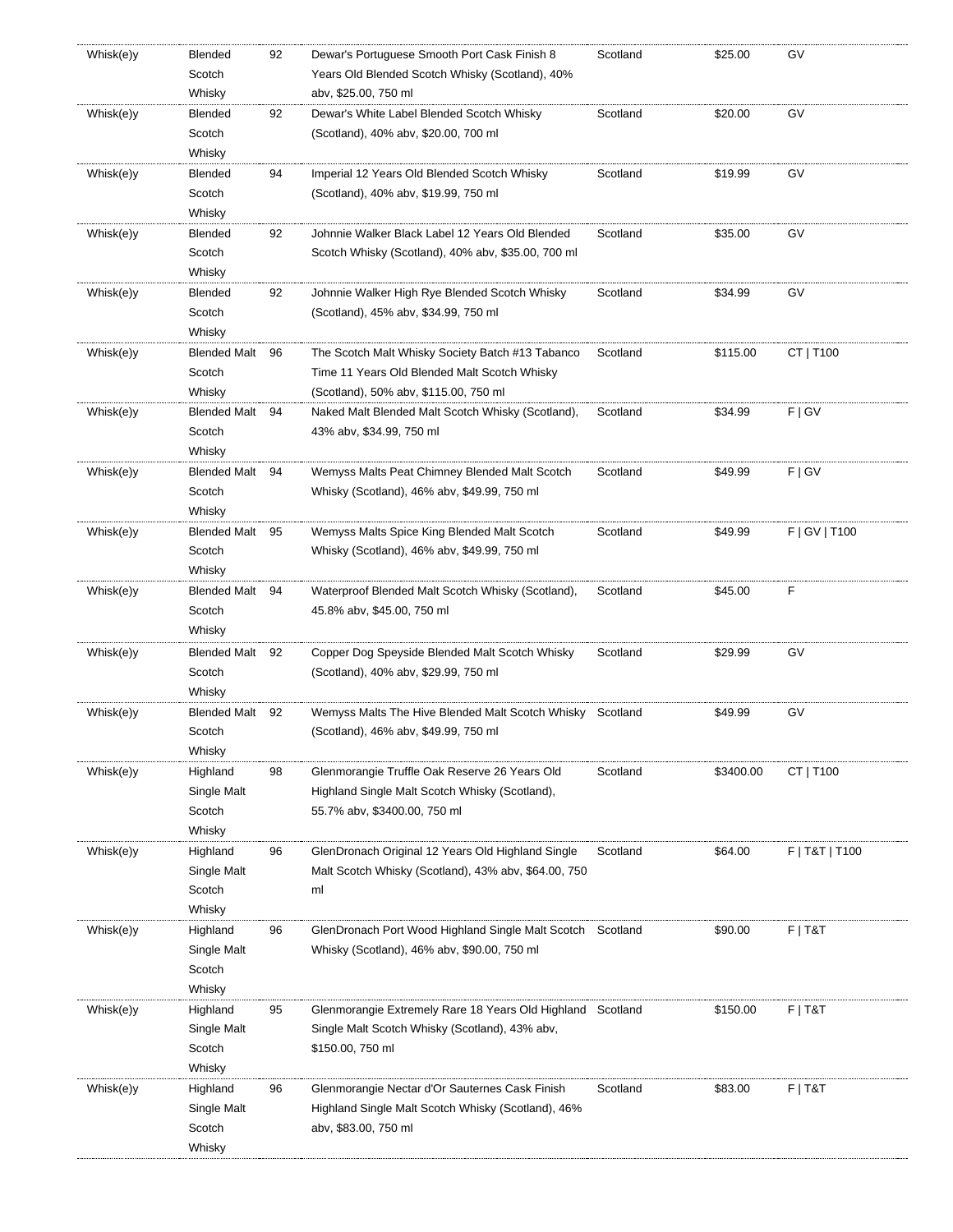| | | | | | | |
|---|---|---|---|---|---|---|
| Whisk(e)y | Blended Scotch Whisky | 92 | Dewar's Portuguese Smooth Port Cask Finish 8 Years Old Blended Scotch Whisky (Scotland), 40% abv, $25.00, 750 ml | Scotland | $25.00 | GV |
| Whisk(e)y | Blended Scotch Whisky | 92 | Dewar's White Label Blended Scotch Whisky (Scotland), 40% abv, $20.00, 700 ml | Scotland | $20.00 | GV |
| Whisk(e)y | Blended Scotch Whisky | 94 | Imperial 12 Years Old Blended Scotch Whisky (Scotland), 40% abv, $19.99, 750 ml | Scotland | $19.99 | GV |
| Whisk(e)y | Blended Scotch Whisky | 92 | Johnnie Walker Black Label 12 Years Old Blended Scotch Whisky (Scotland), 40% abv, $35.00, 700 ml | Scotland | $35.00 | GV |
| Whisk(e)y | Blended Scotch Whisky | 92 | Johnnie Walker High Rye Blended Scotch Whisky (Scotland), 45% abv, $34.99, 750 ml | Scotland | $34.99 | GV |
| Whisk(e)y | Blended Malt Scotch Whisky | 96 | The Scotch Malt Whisky Society Batch #13 Tabanco Time 11 Years Old Blended Malt Scotch Whisky (Scotland), 50% abv, $115.00, 750 ml | Scotland | $115.00 | CT \| T100 |
| Whisk(e)y | Blended Malt Scotch Whisky | 94 | Naked Malt Blended Malt Scotch Whisky (Scotland), 43% abv, $34.99, 750 ml | Scotland | $34.99 | F \| GV |
| Whisk(e)y | Blended Malt Scotch Whisky | 94 | Wemyss Malts Peat Chimney Blended Malt Scotch Whisky (Scotland), 46% abv, $49.99, 750 ml | Scotland | $49.99 | F \| GV |
| Whisk(e)y | Blended Malt Scotch Whisky | 95 | Wemyss Malts Spice King Blended Malt Scotch Whisky (Scotland), 46% abv, $49.99, 750 ml | Scotland | $49.99 | F \| GV \| T100 |
| Whisk(e)y | Blended Malt Scotch Whisky | 94 | Waterproof Blended Malt Scotch Whisky (Scotland), 45.8% abv, $45.00, 750 ml | Scotland | $45.00 | F |
| Whisk(e)y | Blended Malt Scotch Whisky | 92 | Copper Dog Speyside Blended Malt Scotch Whisky (Scotland), 40% abv, $29.99, 750 ml | Scotland | $29.99 | GV |
| Whisk(e)y | Blended Malt Scotch Whisky | 92 | Wemyss Malts The Hive Blended Malt Scotch Whisky (Scotland), 46% abv, $49.99, 750 ml | Scotland | $49.99 | GV |
| Whisk(e)y | Highland Single Malt Scotch Whisky | 98 | Glenmorangie Truffle Oak Reserve 26 Years Old Highland Single Malt Scotch Whisky (Scotland), 55.7% abv, $3400.00, 750 ml | Scotland | $3400.00 | CT \| T100 |
| Whisk(e)y | Highland Single Malt Scotch Whisky | 96 | GlenDronach Original 12 Years Old Highland Single Malt Scotch Whisky (Scotland), 43% abv, $64.00, 750 ml | Scotland | $64.00 | F \| T&T \| T100 |
| Whisk(e)y | Highland Single Malt Scotch Whisky | 96 | GlenDronach Port Wood Highland Single Malt Scotch Whisky (Scotland), 46% abv, $90.00, 750 ml | Scotland | $90.00 | F \| T&T |
| Whisk(e)y | Highland Single Malt Scotch Whisky | 95 | Glenmorangie Extremely Rare 18 Years Old Highland Single Malt Scotch Whisky (Scotland), 43% abv, $150.00, 750 ml | Scotland | $150.00 | F \| T&T |
| Whisk(e)y | Highland Single Malt Scotch Whisky | 96 | Glenmorangie Nectar d'Or Sauternes Cask Finish Highland Single Malt Scotch Whisky (Scotland), 46% abv, $83.00, 750 ml | Scotland | $83.00 | F \| T&T |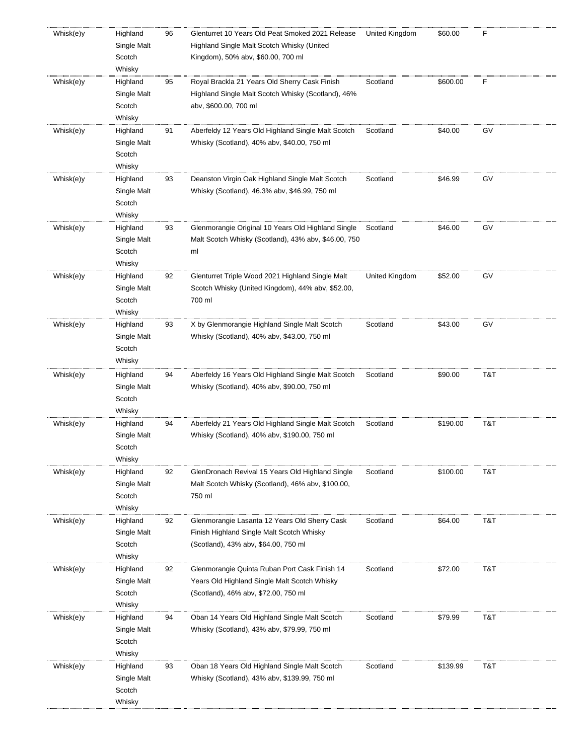| Whisk(e)y | Highland Single Malt Scotch Whisky | 96 | Glenturret 10 Years Old Peat Smoked 2021 Release Highland Single Malt Scotch Whisky (United Kingdom), 50% abv, $60.00, 700 ml | United Kingdom | $60.00 | F |
|---|---|---|---|---|---|---|
| Whisk(e)y | Highland Single Malt Scotch Whisky | 95 | Royal Brackla 21 Years Old Sherry Cask Finish Highland Single Malt Scotch Whisky (Scotland), 46% abv, $600.00, 700 ml | Scotland | $600.00 | F |
| Whisk(e)y | Highland Single Malt Scotch Whisky | 91 | Aberfeldy 12 Years Old Highland Single Malt Scotch Whisky (Scotland), 40% abv, $40.00, 750 ml | Scotland | $40.00 | GV |
| Whisk(e)y | Highland Single Malt Scotch Whisky | 93 | Deanston Virgin Oak Highland Single Malt Scotch Whisky (Scotland), 46.3% abv, $46.99, 750 ml | Scotland | $46.99 | GV |
| Whisk(e)y | Highland Single Malt Scotch Whisky | 93 | Glenmorangie Original 10 Years Old Highland Single Malt Scotch Whisky (Scotland), 43% abv, $46.00, 750 ml | Scotland | $46.00 | GV |
| Whisk(e)y | Highland Single Malt Scotch Whisky | 92 | Glenturret Triple Wood 2021 Highland Single Malt Scotch Whisky (United Kingdom), 44% abv, $52.00, 700 ml | United Kingdom | $52.00 | GV |
| Whisk(e)y | Highland Single Malt Scotch Whisky | 93 | X by Glenmorangie Highland Single Malt Scotch Whisky (Scotland), 40% abv, $43.00, 750 ml | Scotland | $43.00 | GV |
| Whisk(e)y | Highland Single Malt Scotch Whisky | 94 | Aberfeldy 16 Years Old Highland Single Malt Scotch Whisky (Scotland), 40% abv, $90.00, 750 ml | Scotland | $90.00 | T&T |
| Whisk(e)y | Highland Single Malt Scotch Whisky | 94 | Aberfeldy 21 Years Old Highland Single Malt Scotch Whisky (Scotland), 40% abv, $190.00, 750 ml | Scotland | $190.00 | T&T |
| Whisk(e)y | Highland Single Malt Scotch Whisky | 92 | GlenDronach Revival 15 Years Old Highland Single Malt Scotch Whisky (Scotland), 46% abv, $100.00, 750 ml | Scotland | $100.00 | T&T |
| Whisk(e)y | Highland Single Malt Scotch Whisky | 92 | Glenmorangie Lasanta 12 Years Old Sherry Cask Finish Highland Single Malt Scotch Whisky (Scotland), 43% abv, $64.00, 750 ml | Scotland | $64.00 | T&T |
| Whisk(e)y | Highland Single Malt Scotch Whisky | 92 | Glenmorangie Quinta Ruban Port Cask Finish 14 Years Old Highland Single Malt Scotch Whisky (Scotland), 46% abv, $72.00, 750 ml | Scotland | $72.00 | T&T |
| Whisk(e)y | Highland Single Malt Scotch Whisky | 94 | Oban 14 Years Old Highland Single Malt Scotch Whisky (Scotland), 43% abv, $79.99, 750 ml | Scotland | $79.99 | T&T |
| Whisk(e)y | Highland Single Malt Scotch Whisky | 93 | Oban 18 Years Old Highland Single Malt Scotch Whisky (Scotland), 43% abv, $139.99, 750 ml | Scotland | $139.99 | T&T |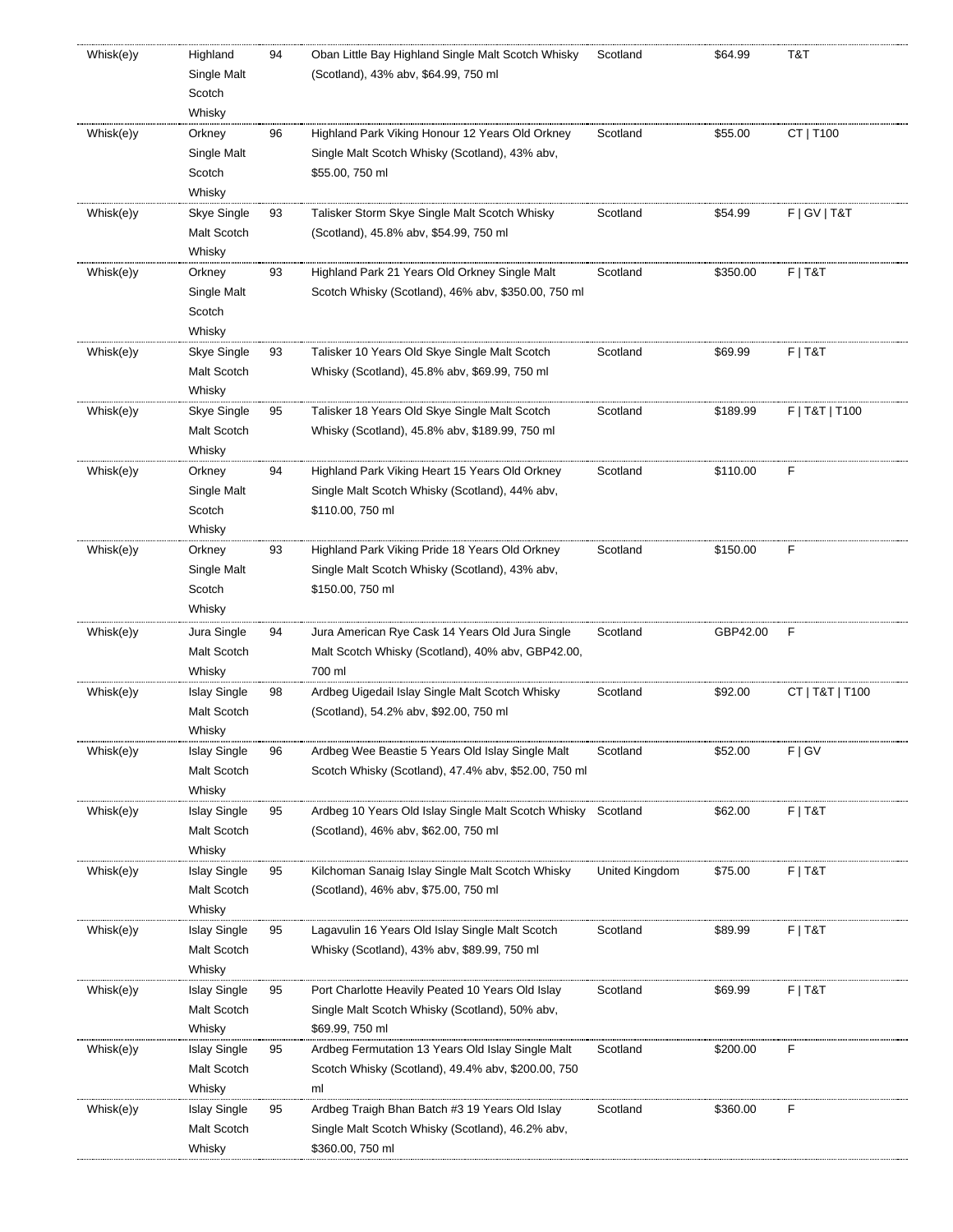| | | | | | | |
|---|---|---|---|---|---|---|
| Whisk(e)y | Highland Single Malt Scotch Whisky | 94 | Oban Little Bay Highland Single Malt Scotch Whisky (Scotland), 43% abv, $64.99, 750 ml | Scotland | $64.99 | T&T |
| Whisk(e)y | Orkney Single Malt Scotch Whisky | 96 | Highland Park Viking Honour 12 Years Old Orkney Single Malt Scotch Whisky (Scotland), 43% abv, $55.00, 750 ml | Scotland | $55.00 | CT \| T100 |
| Whisk(e)y | Skye Single Malt Scotch Whisky | 93 | Talisker Storm Skye Single Malt Scotch Whisky (Scotland), 45.8% abv, $54.99, 750 ml | Scotland | $54.99 | F \| GV \| T&T |
| Whisk(e)y | Orkney Single Malt Scotch Whisky | 93 | Highland Park 21 Years Old Orkney Single Malt Scotch Whisky (Scotland), 46% abv, $350.00, 750 ml | Scotland | $350.00 | F \| T&T |
| Whisk(e)y | Skye Single Malt Scotch Whisky | 93 | Talisker 10 Years Old Skye Single Malt Scotch Whisky (Scotland), 45.8% abv, $69.99, 750 ml | Scotland | $69.99 | F \| T&T |
| Whisk(e)y | Skye Single Malt Scotch Whisky | 95 | Talisker 18 Years Old Skye Single Malt Scotch Whisky (Scotland), 45.8% abv, $189.99, 750 ml | Scotland | $189.99 | F \| T&T \| T100 |
| Whisk(e)y | Orkney Single Malt Scotch Whisky | 94 | Highland Park Viking Heart 15 Years Old Orkney Single Malt Scotch Whisky (Scotland), 44% abv, $110.00, 750 ml | Scotland | $110.00 | F |
| Whisk(e)y | Orkney Single Malt Scotch Whisky | 93 | Highland Park Viking Pride 18 Years Old Orkney Single Malt Scotch Whisky (Scotland), 43% abv, $150.00, 750 ml | Scotland | $150.00 | F |
| Whisk(e)y | Jura Single Malt Scotch Whisky | 94 | Jura American Rye Cask 14 Years Old Jura Single Malt Scotch Whisky (Scotland), 40% abv, GBP42.00, 700 ml | Scotland | GBP42.00 | F |
| Whisk(e)y | Islay Single Malt Scotch Whisky | 98 | Ardbeg Uigedail Islay Single Malt Scotch Whisky (Scotland), 54.2% abv, $92.00, 750 ml | Scotland | $92.00 | CT \| T&T \| T100 |
| Whisk(e)y | Islay Single Malt Scotch Whisky | 96 | Ardbeg Wee Beastie 5 Years Old Islay Single Malt Scotch Whisky (Scotland), 47.4% abv, $52.00, 750 ml | Scotland | $52.00 | F \| GV |
| Whisk(e)y | Islay Single Malt Scotch Whisky | 95 | Ardbeg 10 Years Old Islay Single Malt Scotch Whisky (Scotland), 46% abv, $62.00, 750 ml | Scotland | $62.00 | F \| T&T |
| Whisk(e)y | Islay Single Malt Scotch Whisky | 95 | Kilchoman Sanaig Islay Single Malt Scotch Whisky (Scotland), 46% abv, $75.00, 750 ml | United Kingdom | $75.00 | F \| T&T |
| Whisk(e)y | Islay Single Malt Scotch Whisky | 95 | Lagavulin 16 Years Old Islay Single Malt Scotch Whisky (Scotland), 43% abv, $89.99, 750 ml | Scotland | $89.99 | F \| T&T |
| Whisk(e)y | Islay Single Malt Scotch Whisky | 95 | Port Charlotte Heavily Peated 10 Years Old Islay Single Malt Scotch Whisky (Scotland), 50% abv, $69.99, 750 ml | Scotland | $69.99 | F \| T&T |
| Whisk(e)y | Islay Single Malt Scotch Whisky | 95 | Ardbeg Fermutation 13 Years Old Islay Single Malt Scotch Whisky (Scotland), 49.4% abv, $200.00, 750 ml | Scotland | $200.00 | F |
| Whisk(e)y | Islay Single Malt Scotch Whisky | 95 | Ardbeg Traigh Bhan Batch #3 19 Years Old Islay Single Malt Scotch Whisky (Scotland), 46.2% abv, $360.00, 750 ml | Scotland | $360.00 | F |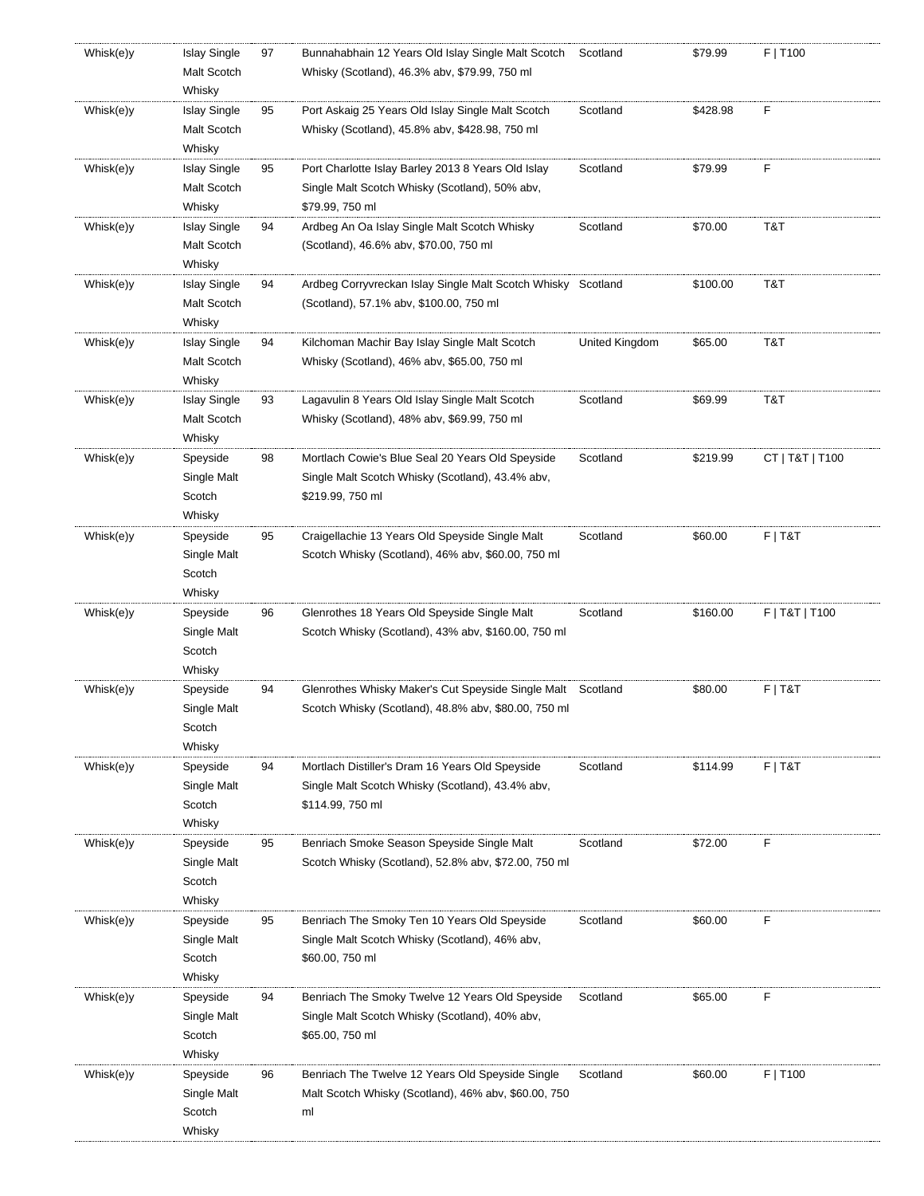| | | | | | | |
|---|---|---|---|---|---|---|
| Whisk(e)y | Islay Single Malt Scotch Whisky | 97 | Bunnahabhain 12 Years Old Islay Single Malt Scotch Whisky (Scotland), 46.3% abv, $79.99, 750 ml | Scotland | $79.99 | F \| T100 |
| Whisk(e)y | Islay Single Malt Scotch Whisky | 95 | Port Askaig 25 Years Old Islay Single Malt Scotch Whisky (Scotland), 45.8% abv, $428.98, 750 ml | Scotland | $428.98 | F |
| Whisk(e)y | Islay Single Malt Scotch Whisky | 95 | Port Charlotte Islay Barley 2013 8 Years Old Islay Single Malt Scotch Whisky (Scotland), 50% abv, $79.99, 750 ml | Scotland | $79.99 | F |
| Whisk(e)y | Islay Single Malt Scotch Whisky | 94 | Ardbeg An Oa Islay Single Malt Scotch Whisky (Scotland), 46.6% abv, $70.00, 750 ml | Scotland | $70.00 | T&T |
| Whisk(e)y | Islay Single Malt Scotch Whisky | 94 | Ardbeg Corryvreckan Islay Single Malt Scotch Whisky (Scotland), 57.1% abv, $100.00, 750 ml | Scotland | $100.00 | T&T |
| Whisk(e)y | Islay Single Malt Scotch Whisky | 94 | Kilchoman Machir Bay Islay Single Malt Scotch Whisky (Scotland), 46% abv, $65.00, 750 ml | United Kingdom | $65.00 | T&T |
| Whisk(e)y | Islay Single Malt Scotch Whisky | 93 | Lagavulin 8 Years Old Islay Single Malt Scotch Whisky (Scotland), 48% abv, $69.99, 750 ml | Scotland | $69.99 | T&T |
| Whisk(e)y | Speyside Single Malt Scotch Whisky | 98 | Mortlach Cowie's Blue Seal 20 Years Old Speyside Single Malt Scotch Whisky (Scotland), 43.4% abv, $219.99, 750 ml | Scotland | $219.99 | CT \| T&T \| T100 |
| Whisk(e)y | Speyside Single Malt Scotch Whisky | 95 | Craigellachie 13 Years Old Speyside Single Malt Scotch Whisky (Scotland), 46% abv, $60.00, 750 ml | Scotland | $60.00 | F \| T&T |
| Whisk(e)y | Speyside Single Malt Scotch Whisky | 96 | Glenrothes 18 Years Old Speyside Single Malt Scotch Whisky (Scotland), 43% abv, $160.00, 750 ml | Scotland | $160.00 | F \| T&T \| T100 |
| Whisk(e)y | Speyside Single Malt Scotch Whisky | 94 | Glenrothes Whisky Maker's Cut Speyside Single Malt Scotch Whisky (Scotland), 48.8% abv, $80.00, 750 ml | Scotland | $80.00 | F \| T&T |
| Whisk(e)y | Speyside Single Malt Scotch Whisky | 94 | Mortlach Distiller's Dram 16 Years Old Speyside Single Malt Scotch Whisky (Scotland), 43.4% abv, $114.99, 750 ml | Scotland | $114.99 | F \| T&T |
| Whisk(e)y | Speyside Single Malt Scotch Whisky | 95 | Benriach Smoke Season Speyside Single Malt Scotch Whisky (Scotland), 52.8% abv, $72.00, 750 ml | Scotland | $72.00 | F |
| Whisk(e)y | Speyside Single Malt Scotch Whisky | 95 | Benriach The Smoky Ten 10 Years Old Speyside Single Malt Scotch Whisky (Scotland), 46% abv, $60.00, 750 ml | Scotland | $60.00 | F |
| Whisk(e)y | Speyside Single Malt Scotch Whisky | 94 | Benriach The Smoky Twelve 12 Years Old Speyside Single Malt Scotch Whisky (Scotland), 40% abv, $65.00, 750 ml | Scotland | $65.00 | F |
| Whisk(e)y | Speyside Single Malt Scotch Whisky | 96 | Benriach The Twelve 12 Years Old Speyside Single Malt Scotch Whisky (Scotland), 46% abv, $60.00, 750 ml | Scotland | $60.00 | F \| T100 |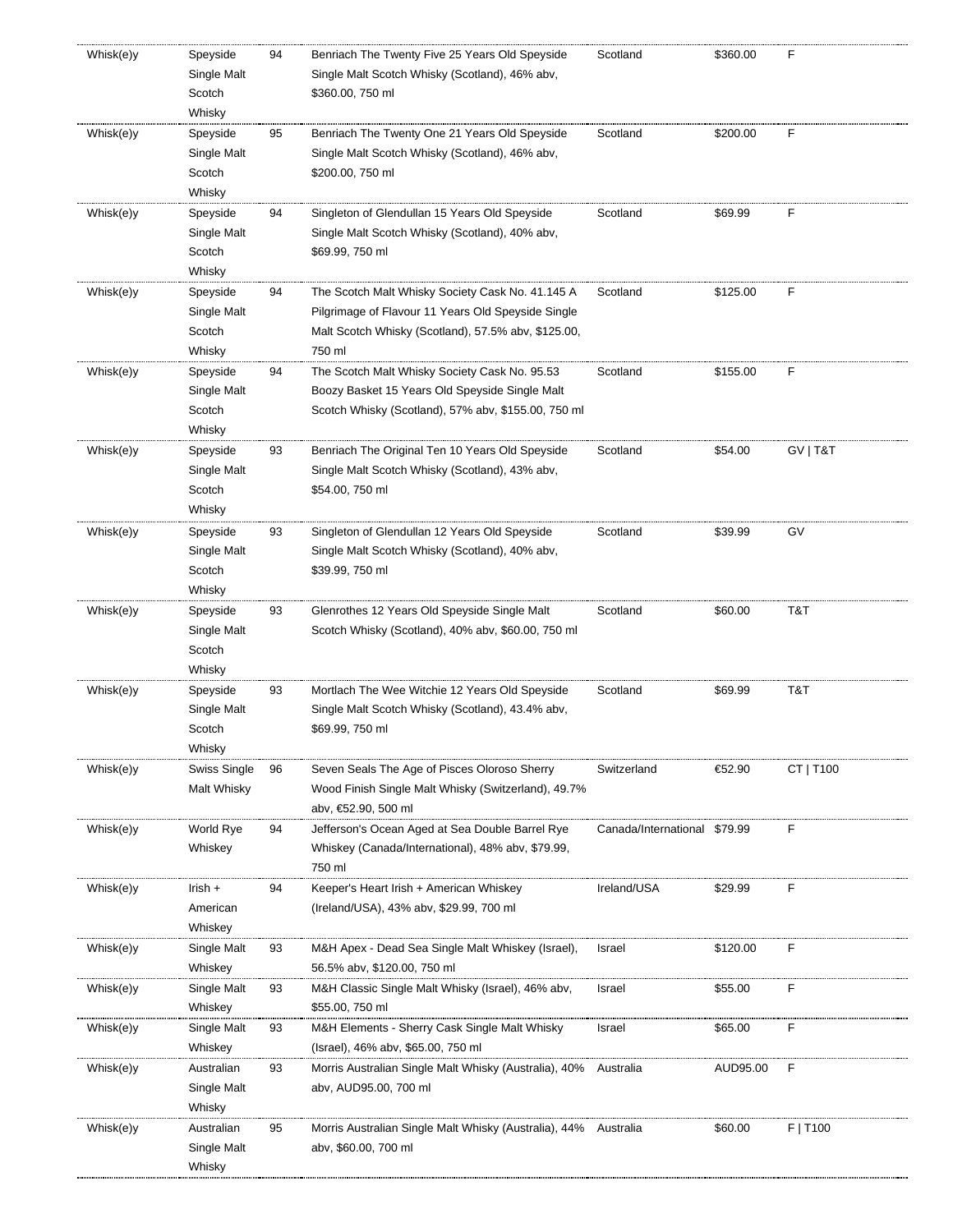| | | | | | | |
|---|---|---|---|---|---|---|
| Whisk(e)y | Speyside Single Malt Scotch Whisky | 94 | Benriach The Twenty Five 25 Years Old Speyside Single Malt Scotch Whisky (Scotland), 46% abv, $360.00, 750 ml | Scotland | $360.00 | F |
| Whisk(e)y | Speyside Single Malt Scotch Whisky | 95 | Benriach The Twenty One 21 Years Old Speyside Single Malt Scotch Whisky (Scotland), 46% abv, $200.00, 750 ml | Scotland | $200.00 | F |
| Whisk(e)y | Speyside Single Malt Scotch Whisky | 94 | Singleton of Glendullan 15 Years Old Speyside Single Malt Scotch Whisky (Scotland), 40% abv, $69.99, 750 ml | Scotland | $69.99 | F |
| Whisk(e)y | Speyside Single Malt Scotch Whisky | 94 | The Scotch Malt Whisky Society Cask No. 41.145 A Pilgrimage of Flavour 11 Years Old Speyside Single Malt Scotch Whisky (Scotland), 57.5% abv, $125.00, 750 ml | Scotland | $125.00 | F |
| Whisk(e)y | Speyside Single Malt Scotch Whisky | 94 | The Scotch Malt Whisky Society Cask No. 95.53 Boozy Basket 15 Years Old Speyside Single Malt Scotch Whisky (Scotland), 57% abv, $155.00, 750 ml | Scotland | $155.00 | F |
| Whisk(e)y | Speyside Single Malt Scotch Whisky | 93 | Benriach The Original Ten 10 Years Old Speyside Single Malt Scotch Whisky (Scotland), 43% abv, $54.00, 750 ml | Scotland | $54.00 | GV \| T&T |
| Whisk(e)y | Speyside Single Malt Scotch Whisky | 93 | Singleton of Glendullan 12 Years Old Speyside Single Malt Scotch Whisky (Scotland), 40% abv, $39.99, 750 ml | Scotland | $39.99 | GV |
| Whisk(e)y | Speyside Single Malt Scotch Whisky | 93 | Glenrothes 12 Years Old Speyside Single Malt Scotch Whisky (Scotland), 40% abv, $60.00, 750 ml | Scotland | $60.00 | T&T |
| Whisk(e)y | Speyside Single Malt Scotch Whisky | 93 | Mortlach The Wee Witchie 12 Years Old Speyside Single Malt Scotch Whisky (Scotland), 43.4% abv, $69.99, 750 ml | Scotland | $69.99 | T&T |
| Whisk(e)y | Swiss Single Malt Whisky | 96 | Seven Seals The Age of Pisces Oloroso Sherry Wood Finish Single Malt Whisky (Switzerland), 49.7% abv, €52.90, 500 ml | Switzerland | €52.90 | CT \| T100 |
| Whisk(e)y | World Rye Whiskey | 94 | Jefferson's Ocean Aged at Sea Double Barrel Rye Whiskey (Canada/International), 48% abv, $79.99, 750 ml | Canada/International | $79.99 | F |
| Whisk(e)y | Irish + American Whiskey | 94 | Keeper's Heart Irish + American Whiskey (Ireland/USA), 43% abv, $29.99, 700 ml | Ireland/USA | $29.99 | F |
| Whisk(e)y | Single Malt Whiskey | 93 | M&H Apex - Dead Sea Single Malt Whiskey (Israel), 56.5% abv, $120.00, 750 ml | Israel | $120.00 | F |
| Whisk(e)y | Single Malt Whiskey | 93 | M&H Classic Single Malt Whisky (Israel), 46% abv, $55.00, 750 ml | Israel | $55.00 | F |
| Whisk(e)y | Single Malt Whiskey | 93 | M&H Elements - Sherry Cask Single Malt Whisky (Israel), 46% abv, $65.00, 750 ml | Israel | $65.00 | F |
| Whisk(e)y | Australian Single Malt Whisky | 93 | Morris Australian Single Malt Whisky (Australia), 40% abv, AUD95.00, 700 ml | Australia | AUD95.00 | F |
| Whisk(e)y | Australian Single Malt Whisky | 95 | Morris Australian Single Malt Whisky (Australia), 44% abv, $60.00, 700 ml | Australia | $60.00 | F \| T100 |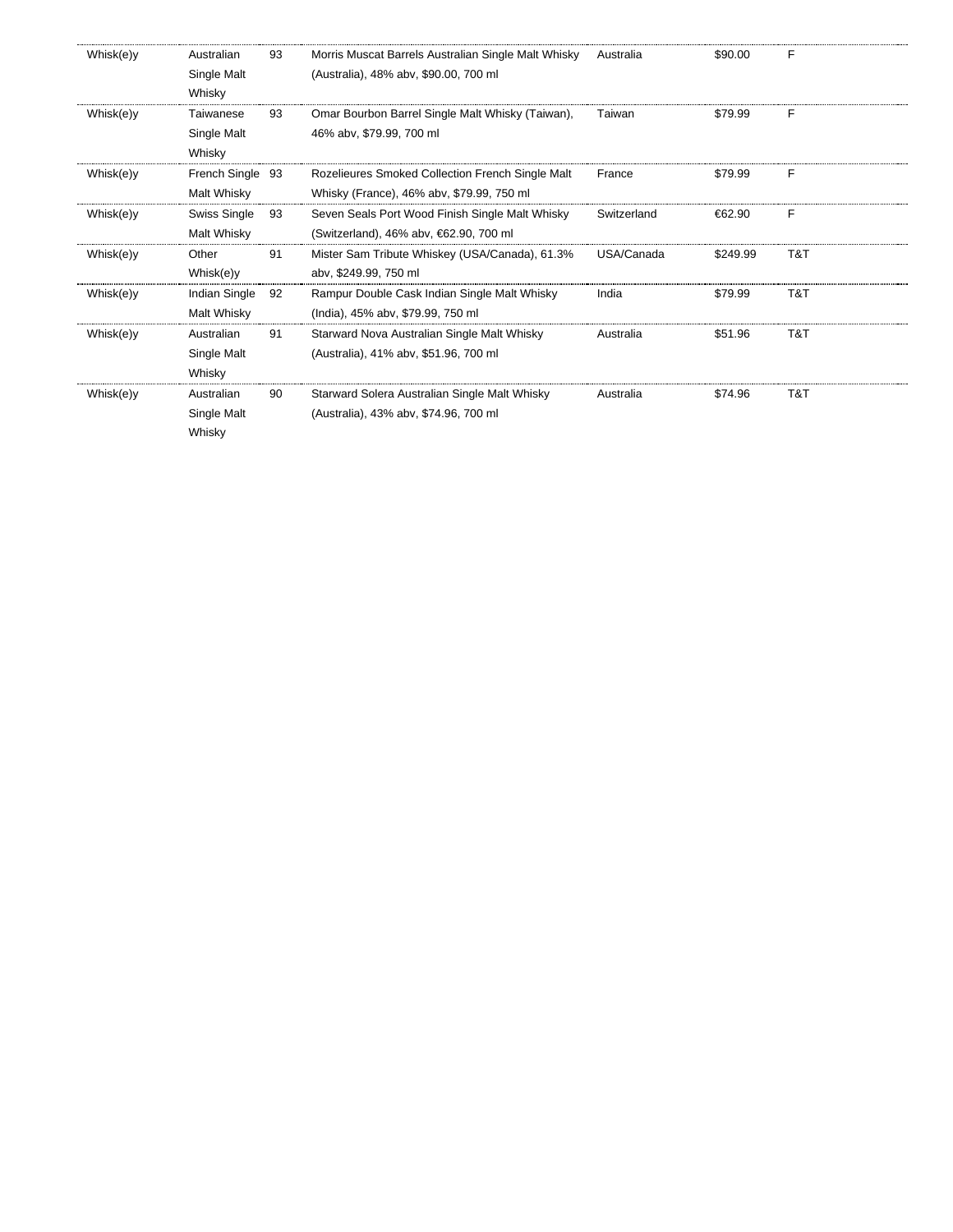| | | | | | | |
|---|---|---|---|---|---|---|
| Whisk(e)y | Australian Single Malt Whisky | 93 | Morris Muscat Barrels Australian Single Malt Whisky (Australia), 48% abv, $90.00, 700 ml | Australia | $90.00 | F |
| Whisk(e)y | Taiwanese Single Malt Whisky | 93 | Omar Bourbon Barrel Single Malt Whisky (Taiwan), 46% abv, $79.99, 700 ml | Taiwan | $79.99 | F |
| Whisk(e)y | French Single Malt Whisky | 93 | Rozelieures Smoked Collection French Single Malt Whisky (France), 46% abv, $79.99, 750 ml | France | $79.99 | F |
| Whisk(e)y | Swiss Single Malt Whisky | 93 | Seven Seals Port Wood Finish Single Malt Whisky (Switzerland), 46% abv, €62.90, 700 ml | Switzerland | €62.90 | F |
| Whisk(e)y | Other Whisk(e)y | 91 | Mister Sam Tribute Whiskey (USA/Canada), 61.3% abv, $249.99, 750 ml | USA/Canada | $249.99 | T&T |
| Whisk(e)y | Indian Single Malt Whisky | 92 | Rampur Double Cask Indian Single Malt Whisky (India), 45% abv, $79.99, 750 ml | India | $79.99 | T&T |
| Whisk(e)y | Australian Single Malt Whisky | 91 | Starward Nova Australian Single Malt Whisky (Australia), 41% abv, $51.96, 700 ml | Australia | $51.96 | T&T |
| Whisk(e)y | Australian Single Malt Whisky | 90 | Starward Solera Australian Single Malt Whisky (Australia), 43% abv, $74.96, 700 ml | Australia | $74.96 | T&T |